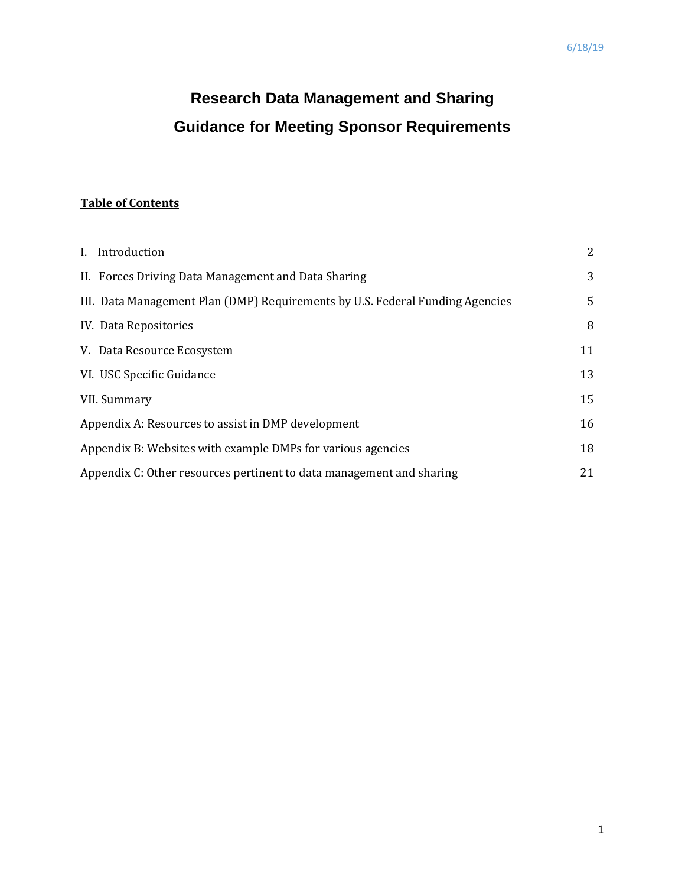6/18/19

# Research Data Management and Sharing

# Guidance for Meeting Sponsor Requirements

**Table of Contents**

| | |
|---|---|
| I. Introduction | 2 |
| II. Forces Driving Data Management and Data Sharing | 3 |
| III. Data Management Plan (DMP) Requirements by U.S. Federal Funding Agencies | 5 |
| IV. Data Repositories | 8 |
| V. Data Resource Ecosystem | 11 |
| VI. USC Specific Guidance | 13 |
| VII. Summary | 15 |
| Appendix A: Resources to assist in DMP development | 16 |
| Appendix B: Websites with example DMPs for various agencies | 18 |
| Appendix C: Other resources pertinent to data management and sharing | 21 |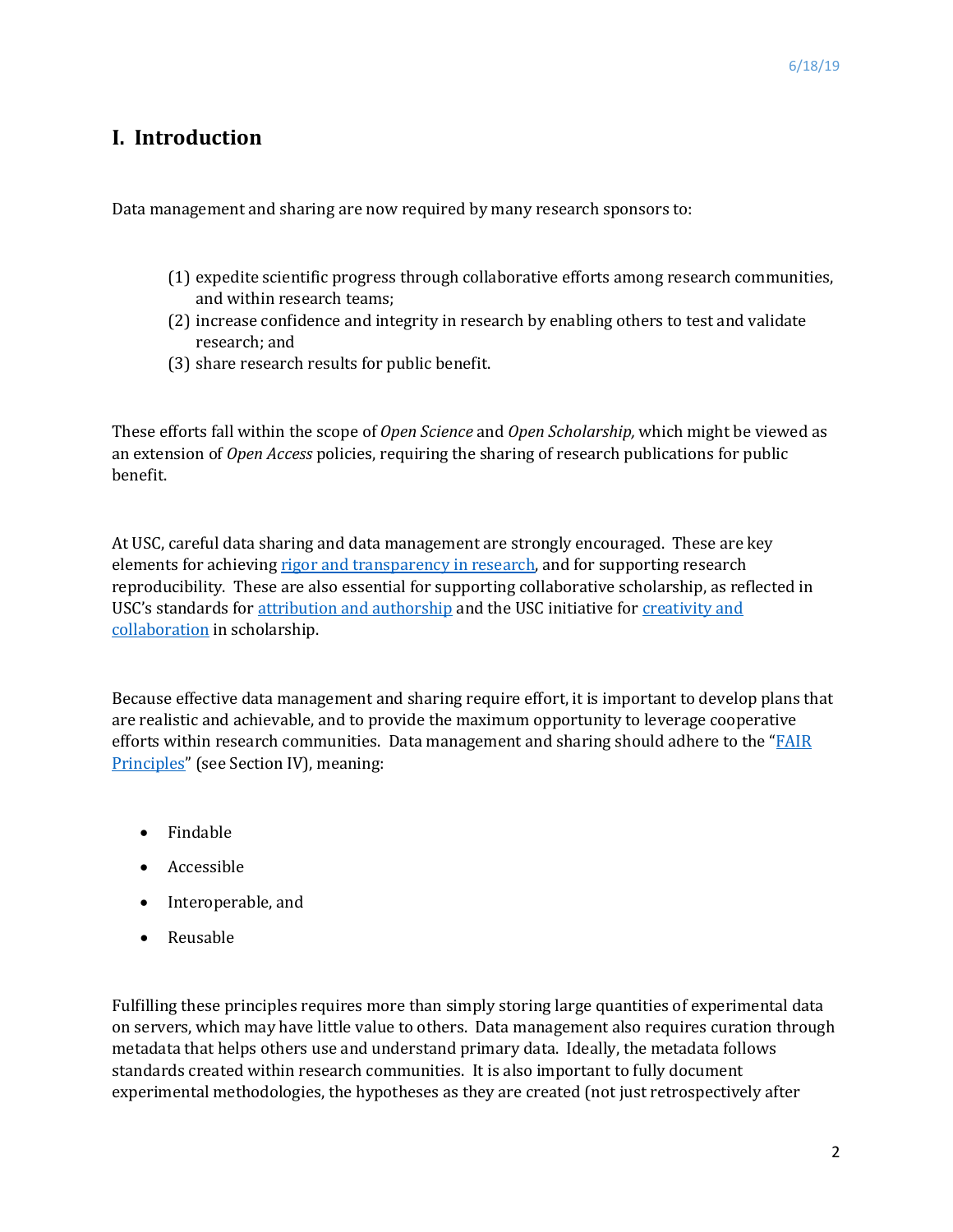## I. Introduction

Data management and sharing are now required by many research sponsors to:

(1) expedite scientific progress through collaborative efforts among research communities, and within research teams;
(2) increase confidence and integrity in research by enabling others to test and validate research; and
(3) share research results for public benefit.

These efforts fall within the scope of *Open Science* and *Open Scholarship,* which might be viewed as an extension of *Open Access* policies, requiring the sharing of research publications for public benefit.

At USC, careful data sharing and data management are strongly encouraged. These are key elements for achieving rigor and transparency in research, and for supporting research reproducibility. These are also essential for supporting collaborative scholarship, as reflected in USC's standards for attribution and authorship and the USC initiative for creativity and collaboration in scholarship.

Because effective data management and sharing require effort, it is important to develop plans that are realistic and achievable, and to provide the maximum opportunity to leverage cooperative efforts within research communities. Data management and sharing should adhere to the "FAIR Principles" (see Section IV), meaning:

- Findable
- Accessible
- Interoperable, and
- Reusable

Fulfilling these principles requires more than simply storing large quantities of experimental data on servers, which may have little value to others. Data management also requires curation through metadata that helps others use and understand primary data. Ideally, the metadata follows standards created within research communities. It is also important to fully document experimental methodologies, the hypotheses as they are created (not just retrospectively after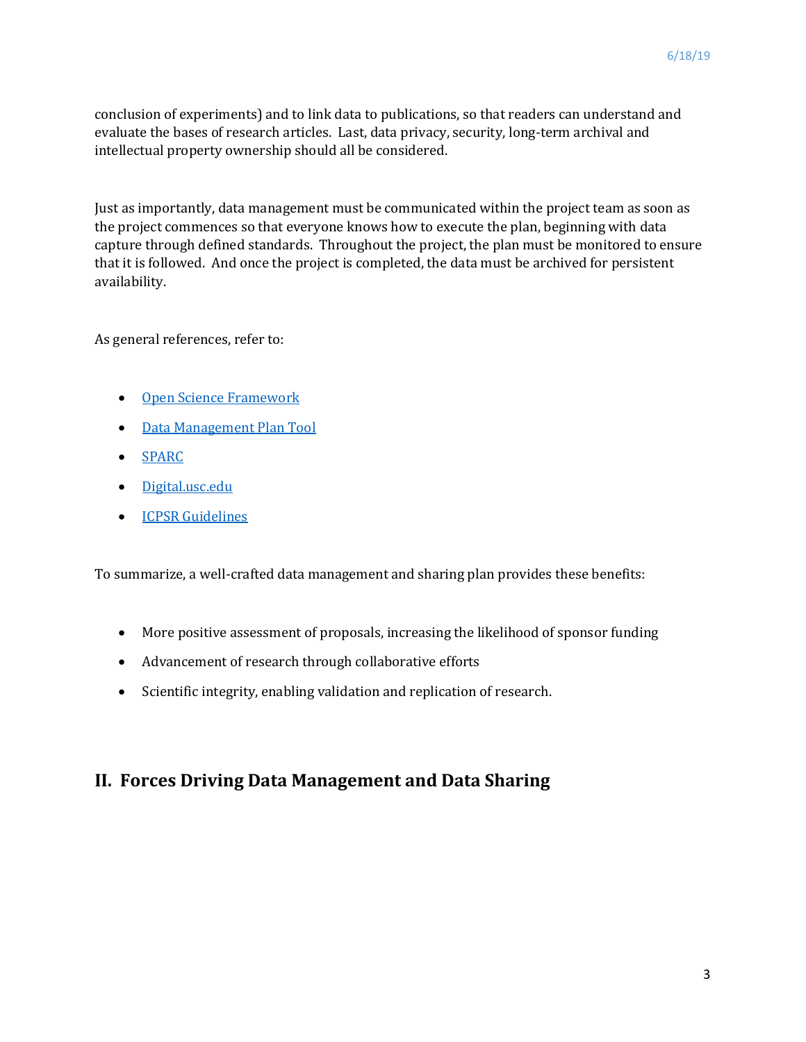conclusion of experiments) and to link data to publications, so that readers can understand and evaluate the bases of research articles. Last, data privacy, security, long-term archival and intellectual property ownership should all be considered.

Just as importantly, data management must be communicated within the project team as soon as the project commences so that everyone knows how to execute the plan, beginning with data capture through defined standards. Throughout the project, the plan must be monitored to ensure that it is followed. And once the project is completed, the data must be archived for persistent availability.

As general references, refer to:

- Open Science Framework
- Data Management Plan Tool
- SPARC
- Digital.usc.edu
- ICPSR Guidelines

To summarize, a well-crafted data management and sharing plan provides these benefits:

- More positive assessment of proposals, increasing the likelihood of sponsor funding
- Advancement of research through collaborative efforts
- Scientific integrity, enabling validation and replication of research.

## II. Forces Driving Data Management and Data Sharing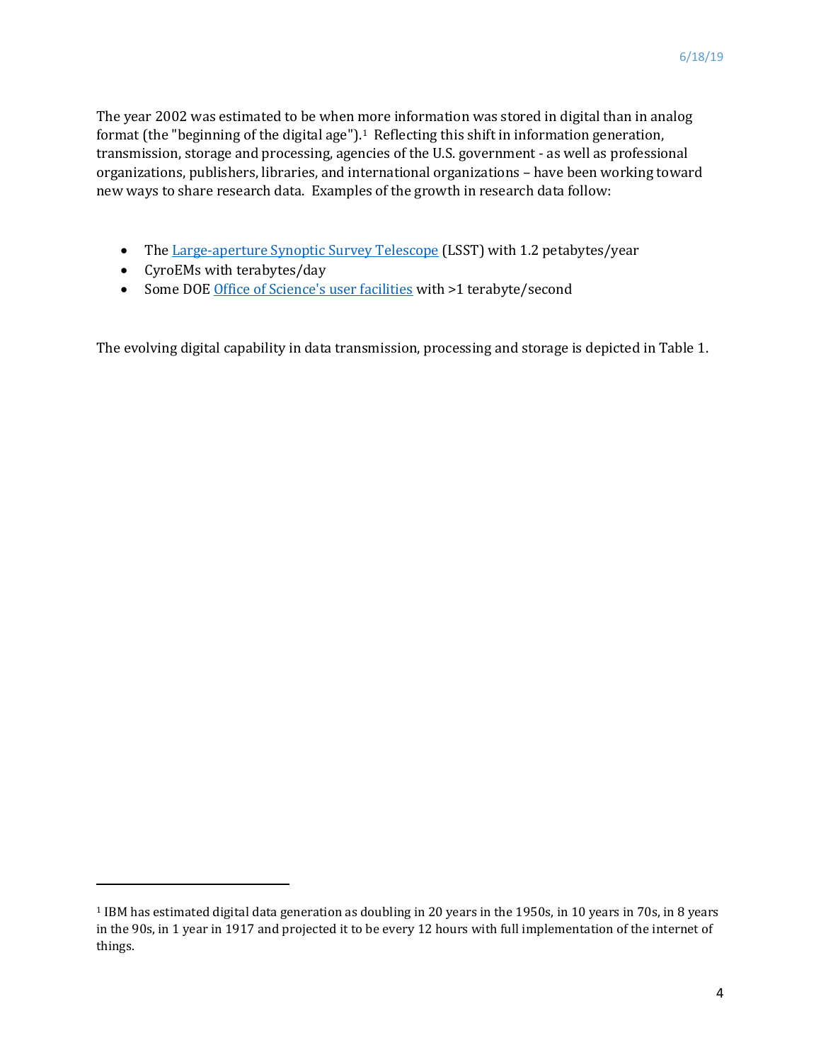The year 2002 was estimated to be when more information was stored in digital than in analog format (the "beginning of the digital age").[1] Reflecting this shift in information generation, transmission, storage and processing, agencies of the U.S. government - as well as professional organizations, publishers, libraries, and international organizations – have been working toward new ways to share research data. Examples of the growth in research data follow:

- The Large-aperture Synoptic Survey Telescope (LSST) with 1.2 petabytes/year
- CyroEMs with terabytes/day
- Some DOE Office of Science's user facilities with >1 terabyte/second

The evolving digital capability in data transmission, processing and storage is depicted in Table 1.

[1] IBM has estimated digital data generation as doubling in 20 years in the 1950s, in 10 years in 70s, in 8 years in the 90s, in 1 year in 1917 and projected it to be every 12 hours with full implementation of the internet of things.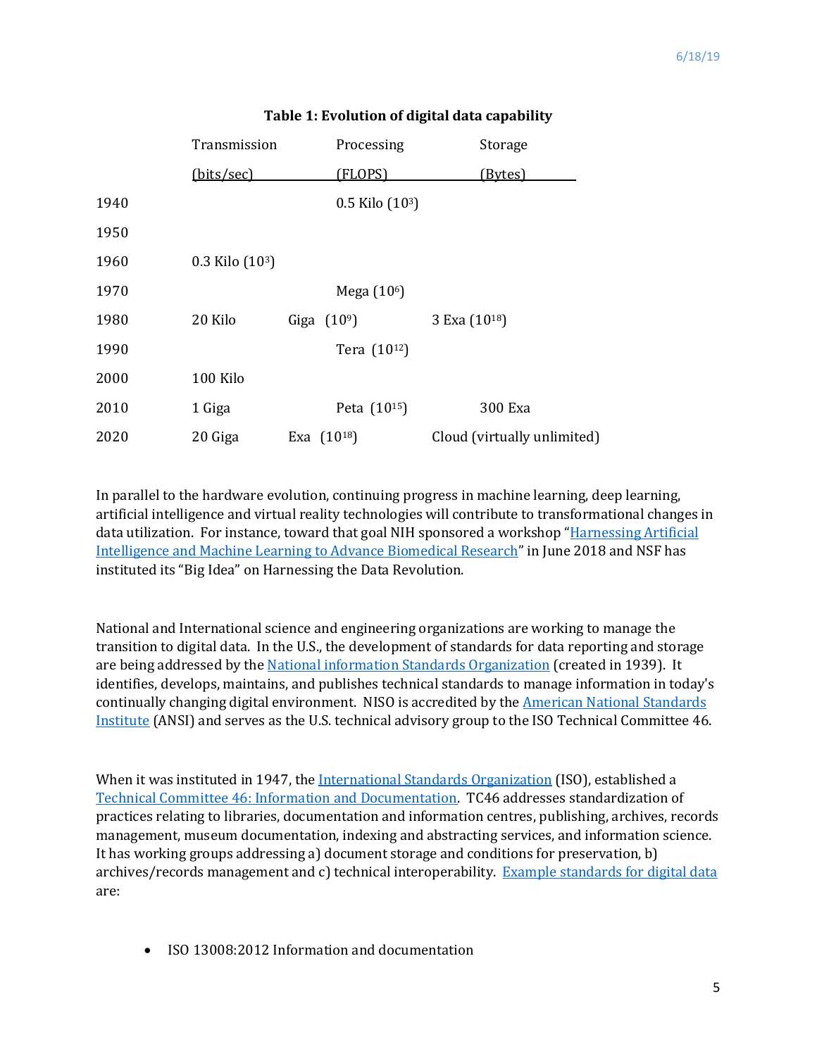**Table 1: Evolution of digital data capability**

| | Transmission (bits/sec) | Processing (FLOPS) | Storage (Bytes) |
|---|---|---|---|
| 1940 | | 0.5 Kilo ($10^3$) | |
| 1950 | | | |
| 1960 | 0.3 Kilo ($10^3$) | | |
| 1970 | | Mega ($10^6$) | |
| 1980 | 20 Kilo | Giga ($10^9$) | 3 Exa ($10^{18}$) |
| 1990 | | Tera ($10^{12}$) | |
| 2000 | 100 Kilo | | |
| 2010 | 1 Giga | Peta ($10^{15}$) | 300 Exa |
| 2020 | 20 Giga | Exa ($10^{18}$) | Cloud (virtually unlimited) |

In parallel to the hardware evolution, continuing progress in machine learning, deep learning, artificial intelligence and virtual reality technologies will contribute to transformational changes in data utilization. For instance, toward that goal NIH sponsored a workshop "Harnessing Artificial Intelligence and Machine Learning to Advance Biomedical Research" in June 2018 and NSF has instituted its "Big Idea" on Harnessing the Data Revolution.

National and International science and engineering organizations are working to manage the transition to digital data. In the U.S., the development of standards for data reporting and storage are being addressed by the National information Standards Organization (created in 1939). It identifies, develops, maintains, and publishes technical standards to manage information in today's continually changing digital environment. NISO is accredited by the American National Standards Institute (ANSI) and serves as the U.S. technical advisory group to the ISO Technical Committee 46.

When it was instituted in 1947, the International Standards Organization (ISO), established a Technical Committee 46: Information and Documentation. TC46 addresses standardization of practices relating to libraries, documentation and information centres, publishing, archives, records management, museum documentation, indexing and abstracting services, and information science. It has working groups addressing a) document storage and conditions for preservation, b) archives/records management and c) technical interoperability. Example standards for digital data are:

- ISO 13008:2012 Information and documentation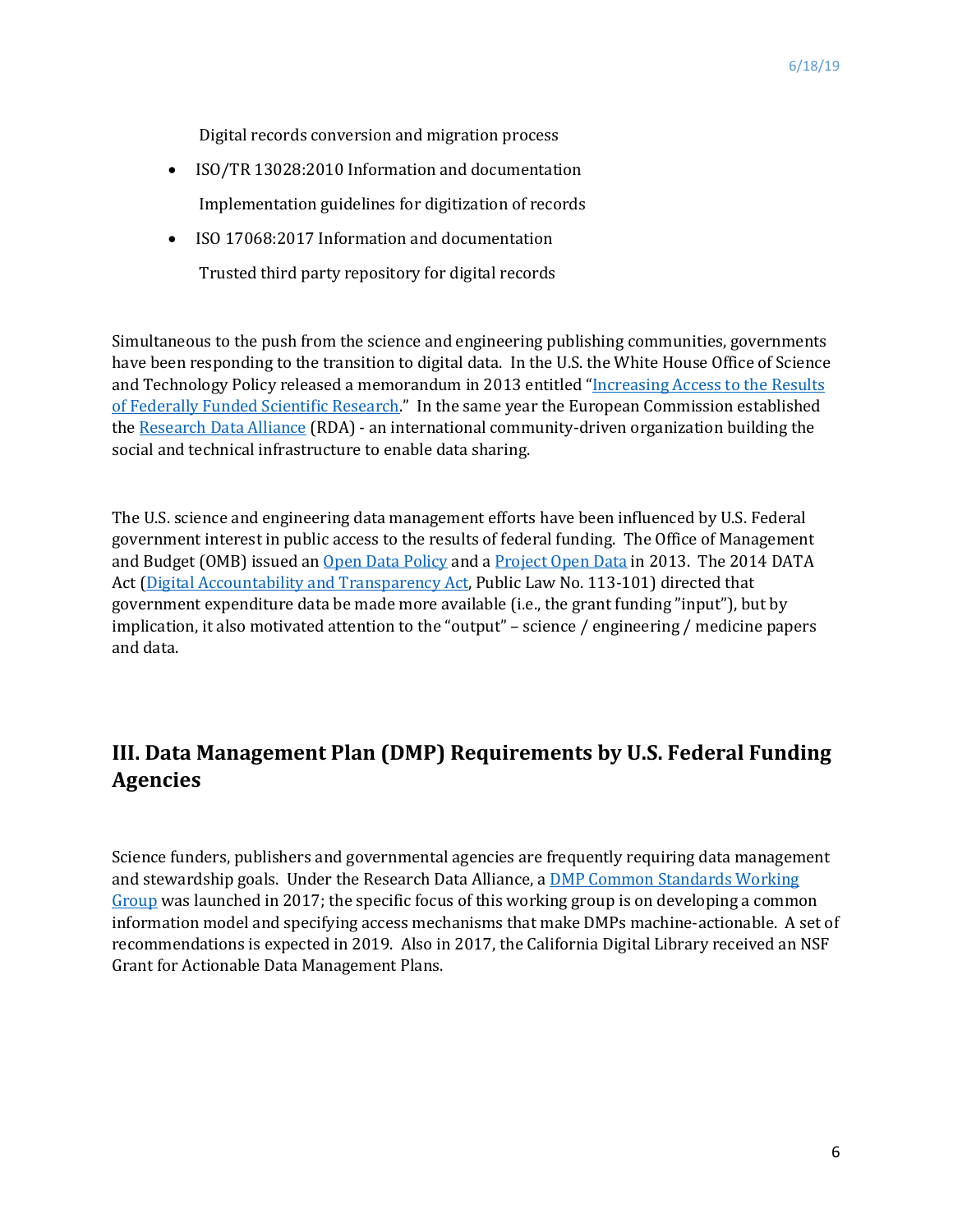Digital records conversion and migration process

- ISO/TR 13028:2010 Information and documentation

  Implementation guidelines for digitization of records

- ISO 17068:2017 Information and documentation

  Trusted third party repository for digital records

Simultaneous to the push from the science and engineering publishing communities, governments have been responding to the transition to digital data. In the U.S. the White House Office of Science and Technology Policy released a memorandum in 2013 entitled "Increasing Access to the Results of Federally Funded Scientific Research." In the same year the European Commission established the Research Data Alliance (RDA) - an international community-driven organization building the social and technical infrastructure to enable data sharing.

The U.S. science and engineering data management efforts have been influenced by U.S. Federal government interest in public access to the results of federal funding. The Office of Management and Budget (OMB) issued an Open Data Policy and a Project Open Data in 2013. The 2014 DATA Act (Digital Accountability and Transparency Act, Public Law No. 113-101) directed that government expenditure data be made more available (i.e., the grant funding "input"), but by implication, it also motivated attention to the "output" – science / engineering / medicine papers and data.

## III. Data Management Plan (DMP) Requirements by U.S. Federal Funding Agencies

Science funders, publishers and governmental agencies are frequently requiring data management and stewardship goals. Under the Research Data Alliance, a DMP Common Standards Working Group was launched in 2017; the specific focus of this working group is on developing a common information model and specifying access mechanisms that make DMPs machine-actionable. A set of recommendations is expected in 2019. Also in 2017, the California Digital Library received an NSF Grant for Actionable Data Management Plans.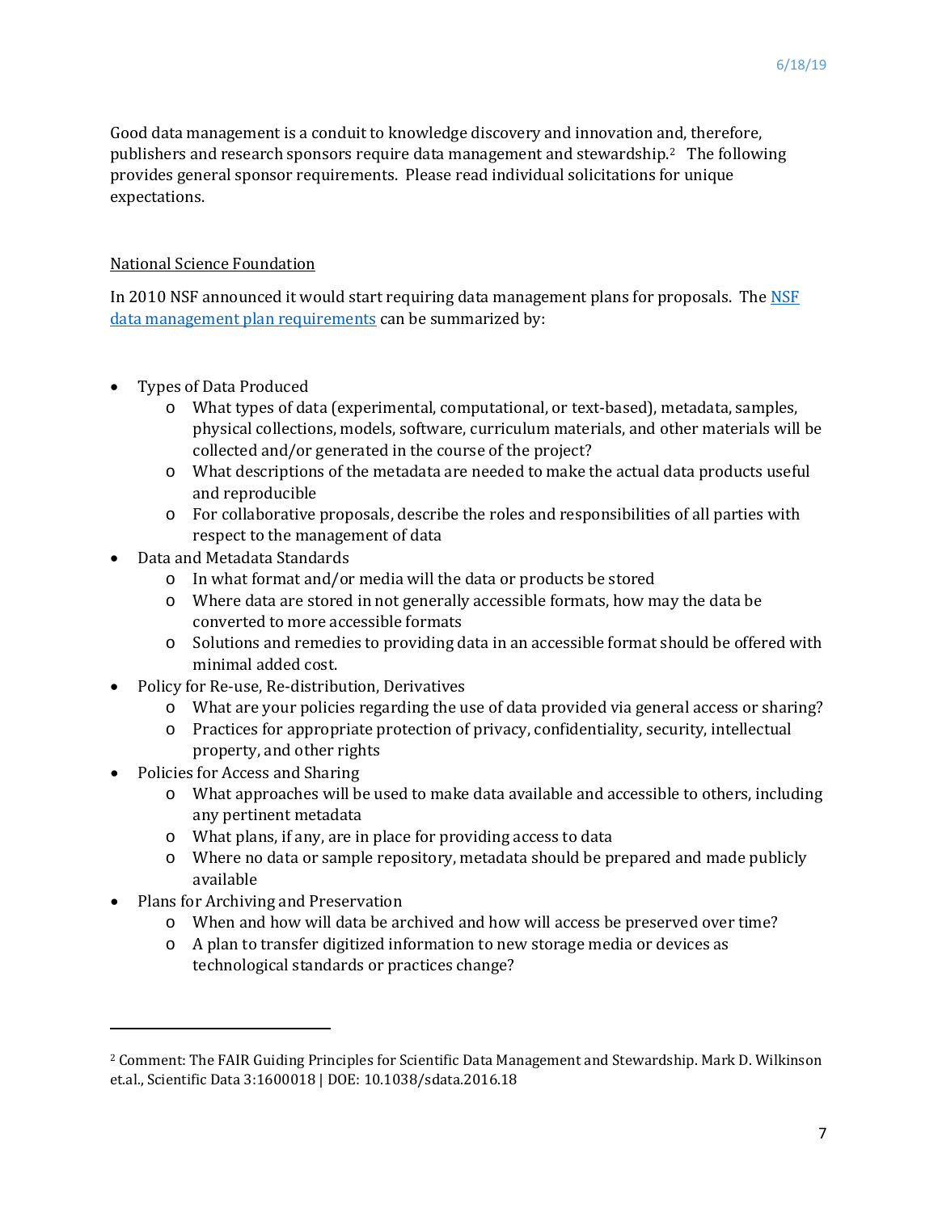Good data management is a conduit to knowledge discovery and innovation and, therefore, publishers and research sponsors require data management and stewardship.[2] The following provides general sponsor requirements. Please read individual solicitations for unique expectations.

National Science Foundation

In 2010 NSF announced it would start requiring data management plans for proposals. The [NSF data management plan requirements]() can be summarized by:

- Types of Data Produced
  - What types of data (experimental, computational, or text-based), metadata, samples, physical collections, models, software, curriculum materials, and other materials will be collected and/or generated in the course of the project?
  - What descriptions of the metadata are needed to make the actual data products useful and reproducible
  - For collaborative proposals, describe the roles and responsibilities of all parties with respect to the management of data
- Data and Metadata Standards
  - In what format and/or media will the data or products be stored
  - Where data are stored in not generally accessible formats, how may the data be converted to more accessible formats
  - Solutions and remedies to providing data in an accessible format should be offered with minimal added cost.
- Policy for Re-use, Re-distribution, Derivatives
  - What are your policies regarding the use of data provided via general access or sharing?
  - Practices for appropriate protection of privacy, confidentiality, security, intellectual property, and other rights
- Policies for Access and Sharing
  - What approaches will be used to make data available and accessible to others, including any pertinent metadata
  - What plans, if any, are in place for providing access to data
  - Where no data or sample repository, metadata should be prepared and made publicly available
- Plans for Archiving and Preservation
  - When and how will data be archived and how will access be preserved over time?
  - A plan to transfer digitized information to new storage media or devices as technological standards or practices change?

[2] Comment: The FAIR Guiding Principles for Scientific Data Management and Stewardship. Mark D. Wilkinson et.al., Scientific Data 3:1600018 | DOE: 10.1038/sdata.2016.18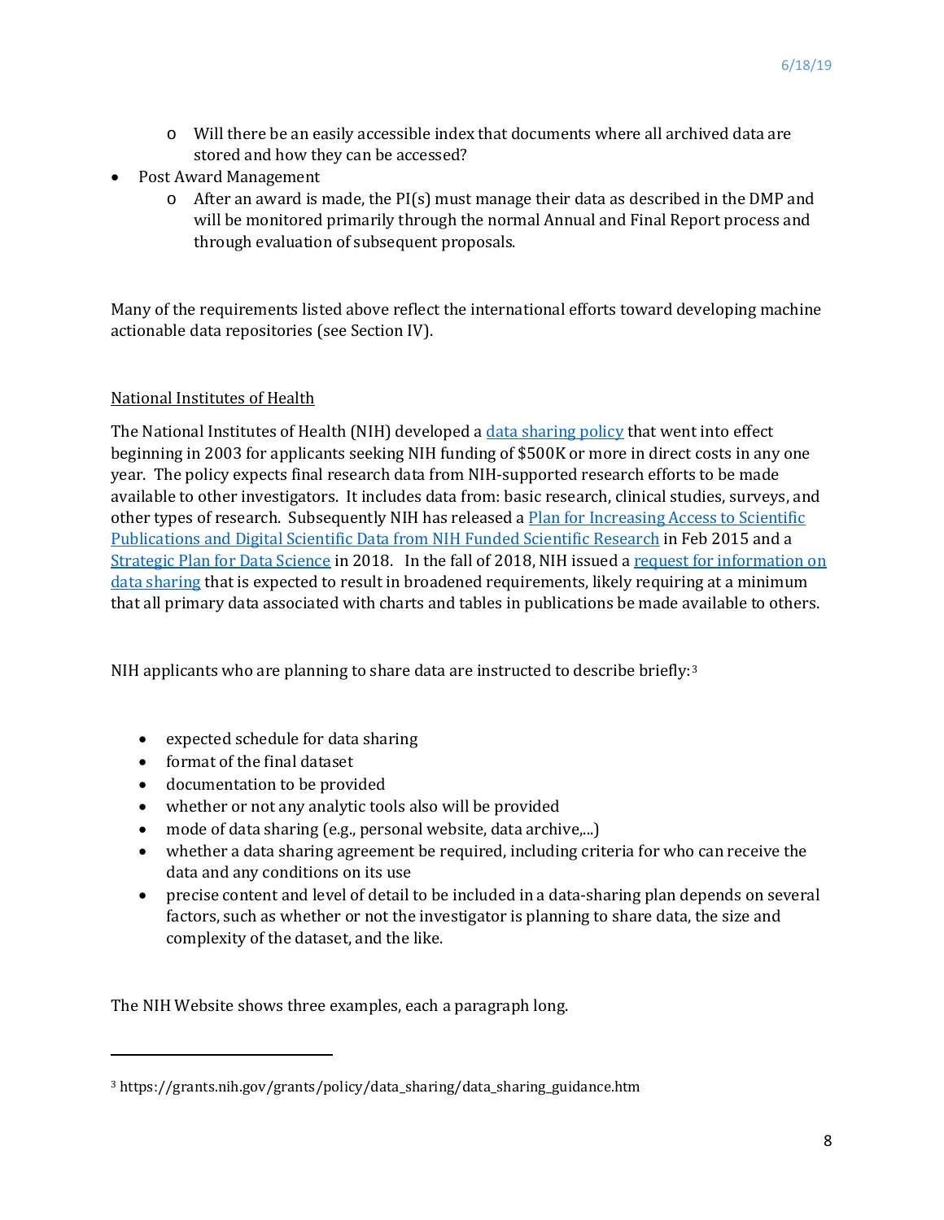- Will there be an easily accessible index that documents where all archived data are stored and how they can be accessed?
- Post Award Management
  - After an award is made, the PI(s) must manage their data as described in the DMP and will be monitored primarily through the normal Annual and Final Report process and through evaluation of subsequent proposals.

Many of the requirements listed above reflect the international efforts toward developing machine actionable data repositories (see Section IV).

National Institutes of Health

The National Institutes of Health (NIH) developed a data sharing policy that went into effect beginning in 2003 for applicants seeking NIH funding of $500K or more in direct costs in any one year. The policy expects final research data from NIH-supported research efforts to be made available to other investigators. It includes data from: basic research, clinical studies, surveys, and other types of research. Subsequently NIH has released a Plan for Increasing Access to Scientific Publications and Digital Scientific Data from NIH Funded Scientific Research in Feb 2015 and a Strategic Plan for Data Science in 2018. In the fall of 2018, NIH issued a request for information on data sharing that is expected to result in broadened requirements, likely requiring at a minimum that all primary data associated with charts and tables in publications be made available to others.

NIH applicants who are planning to share data are instructed to describe briefly:[3]

- expected schedule for data sharing
- format of the final dataset
- documentation to be provided
- whether or not any analytic tools also will be provided
- mode of data sharing (e.g., personal website, data archive,...)
- whether a data sharing agreement be required, including criteria for who can receive the data and any conditions on its use
- precise content and level of detail to be included in a data-sharing plan depends on several factors, such as whether or not the investigator is planning to share data, the size and complexity of the dataset, and the like.

The NIH Website shows three examples, each a paragraph long.

---

[3] https://grants.nih.gov/grants/policy/data_sharing/data_sharing_guidance.htm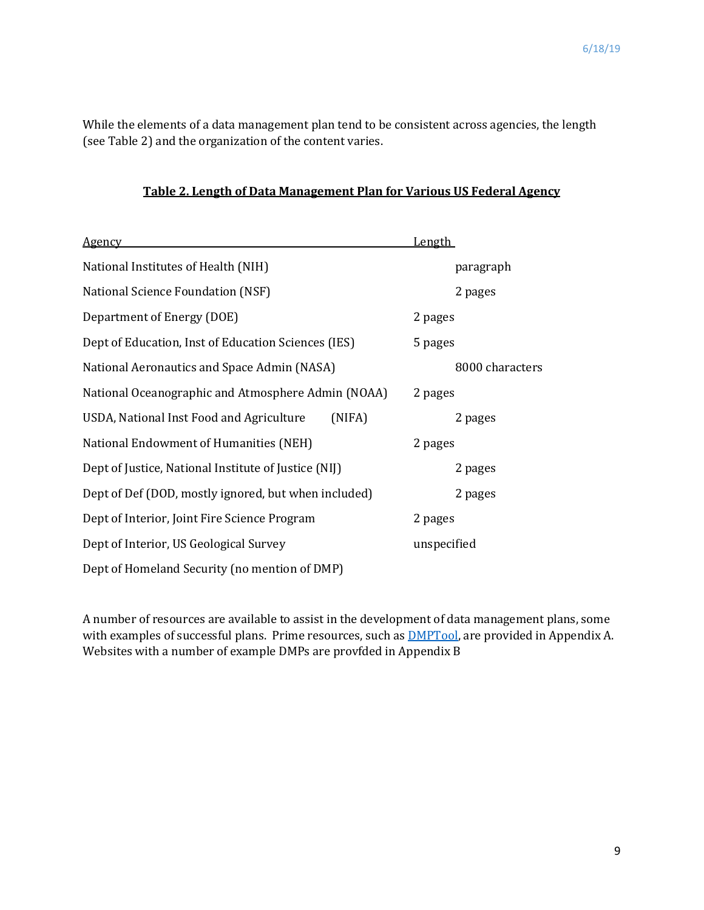While the elements of a data management plan tend to be consistent across agencies, the length (see Table 2) and the organization of the content varies.

**Table 2. Length of Data Management Plan for Various US Federal Agency**

| Agency | Length |
| --- | --- |
| National Institutes of Health (NIH) | paragraph |
| National Science Foundation (NSF) | 2 pages |
| Department of Energy (DOE) | 2 pages |
| Dept of Education, Inst of Education Sciences (IES) | 5 pages |
| National Aeronautics and Space Admin (NASA) | 8000 characters |
| National Oceanographic and Atmosphere Admin (NOAA) | 2 pages |
| USDA, National Inst Food and Agriculture (NIFA) | 2 pages |
| National Endowment of Humanities (NEH) | 2 pages |
| Dept of Justice, National Institute of Justice (NIJ) | 2 pages |
| Dept of Def (DOD, mostly ignored, but when included) | 2 pages |
| Dept of Interior, Joint Fire Science Program | 2 pages |
| Dept of Interior, US Geological Survey | unspecified |
| Dept of Homeland Security (no mention of DMP) | |

A number of resources are available to assist in the development of data management plans, some with examples of successful plans. Prime resources, such as DMPTool, are provided in Appendix A. Websites with a number of example DMPs are provfded in Appendix B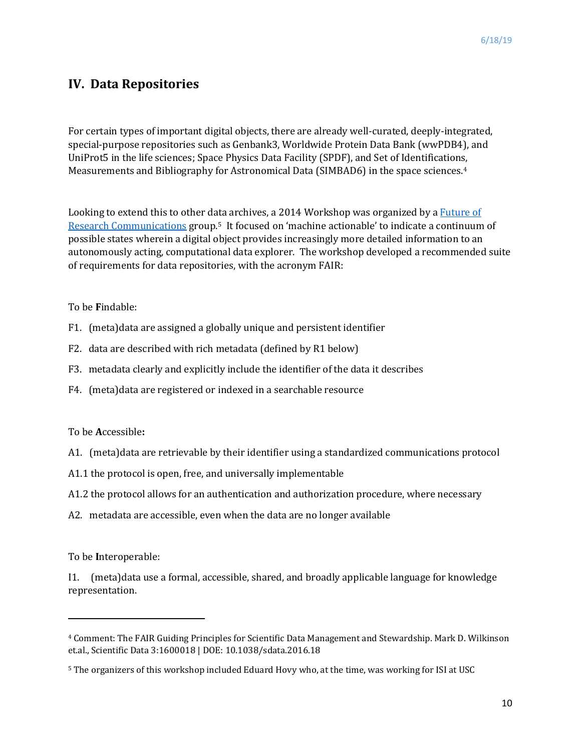# IV. Data Repositories

For certain types of important digital objects, there are already well-curated, deeply-integrated, special-purpose repositories such as Genbank3, Worldwide Protein Data Bank (wwPDB4), and UniProt5 in the life sciences; Space Physics Data Facility (SPDF), and Set of Identifications, Measurements and Bibliography for Astronomical Data (SIMBAD6) in the space sciences.[4]

Looking to extend this to other data archives, a 2014 Workshop was organized by a Future of Research Communications group.[5] It focused on 'machine actionable' to indicate a continuum of possible states wherein a digital object provides increasingly more detailed information to an autonomously acting, computational data explorer. The workshop developed a recommended suite of requirements for data repositories, with the acronym FAIR:

To be **F**indable:

F1. (meta)data are assigned a globally unique and persistent identifier

F2. data are described with rich metadata (defined by R1 below)

F3. metadata clearly and explicitly include the identifier of the data it describes

F4. (meta)data are registered or indexed in a searchable resource

To be **A**ccessible**:**

A1. (meta)data are retrievable by their identifier using a standardized communications protocol

A1.1 the protocol is open, free, and universally implementable

A1.2 the protocol allows for an authentication and authorization procedure, where necessary

A2. metadata are accessible, even when the data are no longer available

To be **I**nteroperable:

I1. (meta)data use a formal, accessible, shared, and broadly applicable language for knowledge representation.

---

[4] Comment: The FAIR Guiding Principles for Scientific Data Management and Stewardship. Mark D. Wilkinson et.al., Scientific Data 3:1600018 | DOE: 10.1038/sdata.2016.18

[5] The organizers of this workshop included Eduard Hovy who, at the time, was working for ISI at USC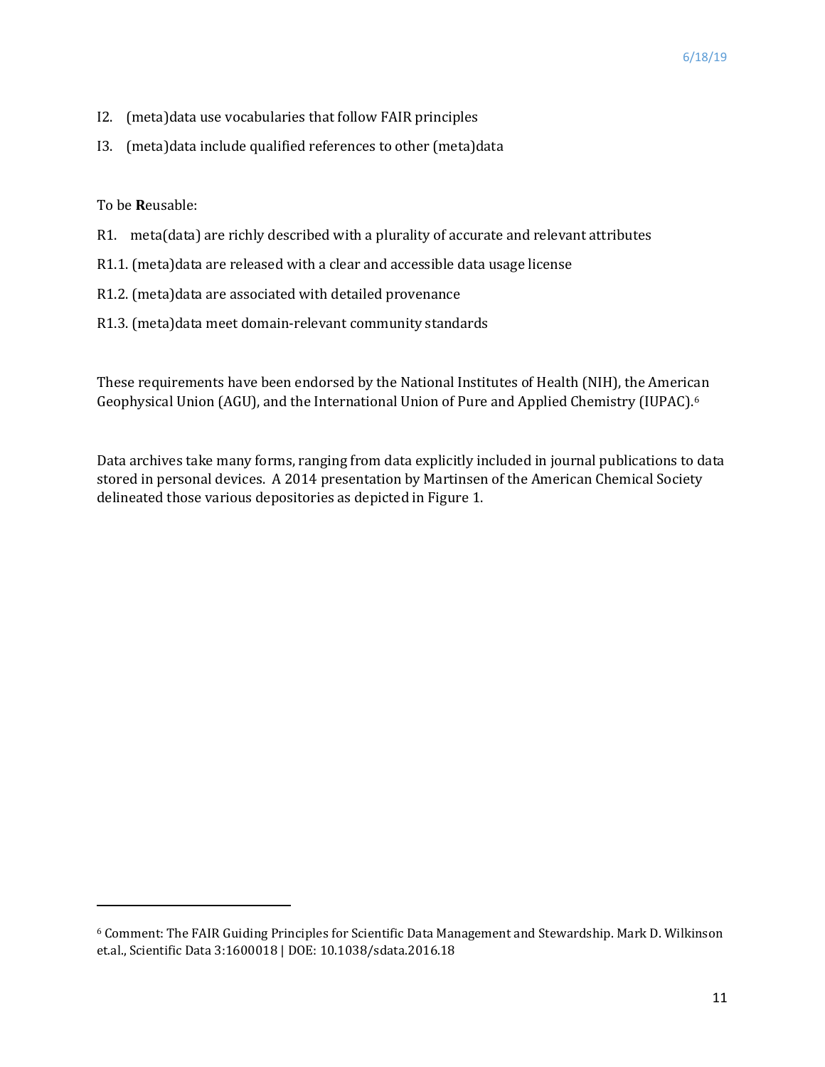I2. (meta)data use vocabularies that follow FAIR principles

I3. (meta)data include qualified references to other (meta)data

To be **R**eusable:

R1. meta(data) are richly described with a plurality of accurate and relevant attributes

R1.1. (meta)data are released with a clear and accessible data usage license

R1.2. (meta)data are associated with detailed provenance

R1.3. (meta)data meet domain-relevant community standards

These requirements have been endorsed by the National Institutes of Health (NIH), the American Geophysical Union (AGU), and the International Union of Pure and Applied Chemistry (IUPAC).[6]

Data archives take many forms, ranging from data explicitly included in journal publications to data stored in personal devices. A 2014 presentation by Martinsen of the American Chemical Society delineated those various depositories as depicted in Figure 1.

---

[6] Comment: The FAIR Guiding Principles for Scientific Data Management and Stewardship. Mark D. Wilkinson et.al., Scientific Data 3:1600018 | DOE: 10.1038/sdata.2016.18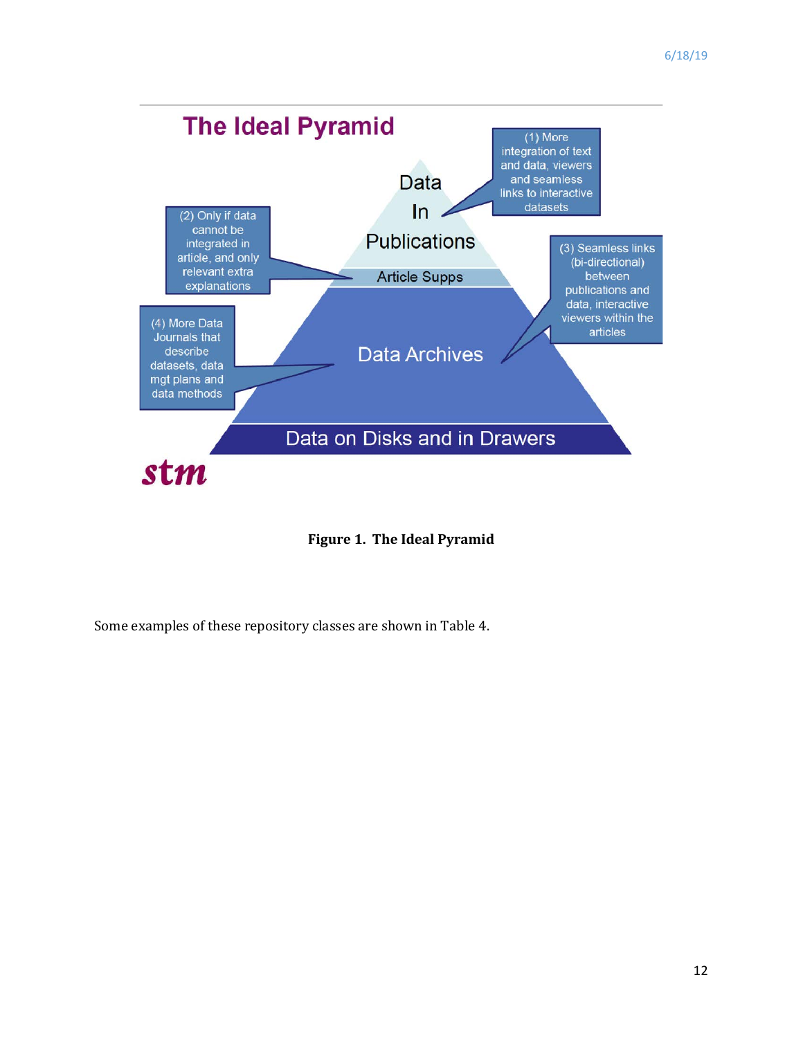**Figure 1. The Ideal Pyramid**

Some examples of these repository classes are shown in Table 4.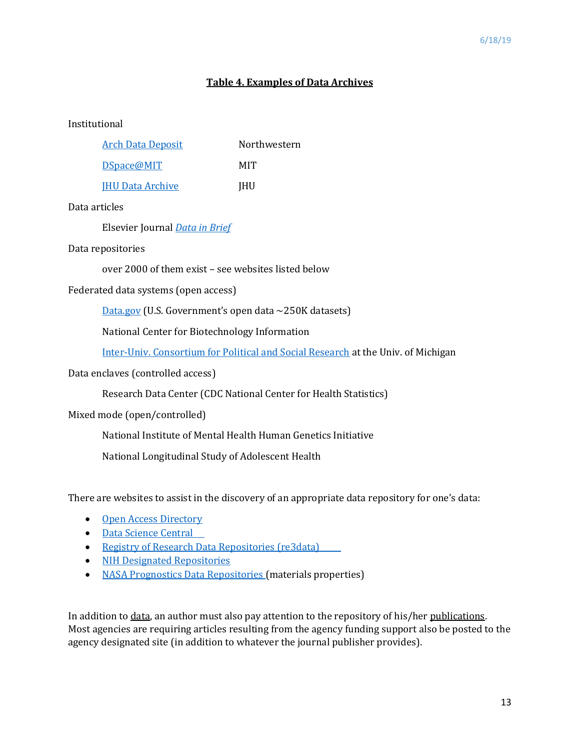# Table 4. Examples of Data Archives

Institutional

| | |
|---|---|
| Arch Data Deposit | Northwestern |
| DSpace@MIT | MIT |
| JHU Data Archive | JHU |

Data articles

Elsevier Journal *Data in Brief*

Data repositories

over 2000 of them exist – see websites listed below

Federated data systems (open access)

Data.gov (U.S. Government's open data ~250K datasets)

National Center for Biotechnology Information

Inter-Univ. Consortium for Political and Social Research at the Univ. of Michigan

Data enclaves (controlled access)

Research Data Center (CDC National Center for Health Statistics)

Mixed mode (open/controlled)

National Institute of Mental Health Human Genetics Initiative

National Longitudinal Study of Adolescent Health

There are websites to assist in the discovery of an appropriate data repository for one's data:

- Open Access Directory
- Data Science Central
- Registry of Research Data Repositories (re3data)
- NIH Designated Repositories
- NASA Prognostics Data Repositories (materials properties)

In addition to data, an author must also pay attention to the repository of his/her publications. Most agencies are requiring articles resulting from the agency funding support also be posted to the agency designated site (in addition to whatever the journal publisher provides).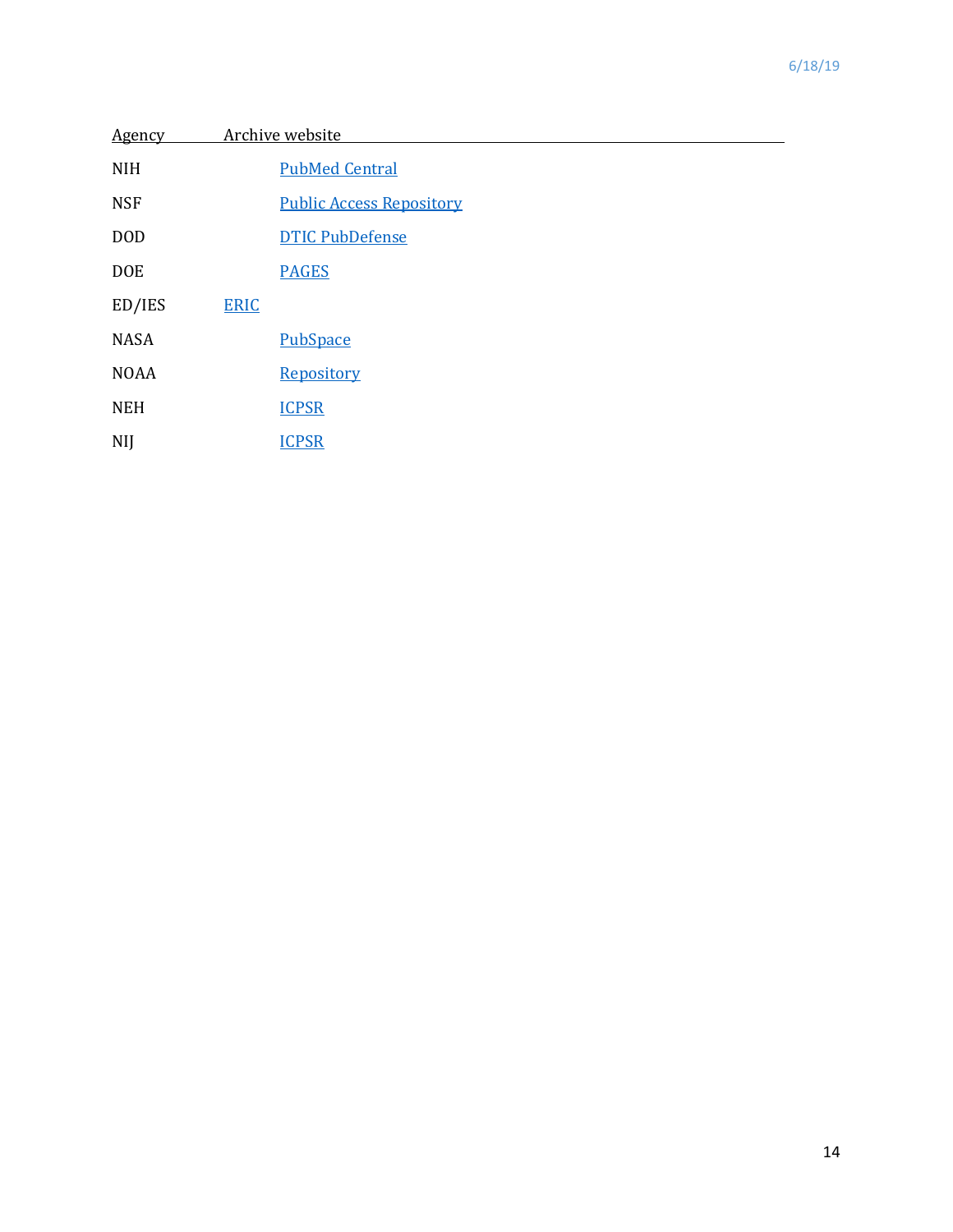| Agency | Archive website |
| --- | --- |
| NIH | PubMed Central |
| NSF | Public Access Repository |
| DOD | DTIC PubDefense |
| DOE | PAGES |
| ED/IES | ERIC |
| NASA | PubSpace |
| NOAA | Repository |
| NEH | ICPSR |
| NIJ | ICPSR |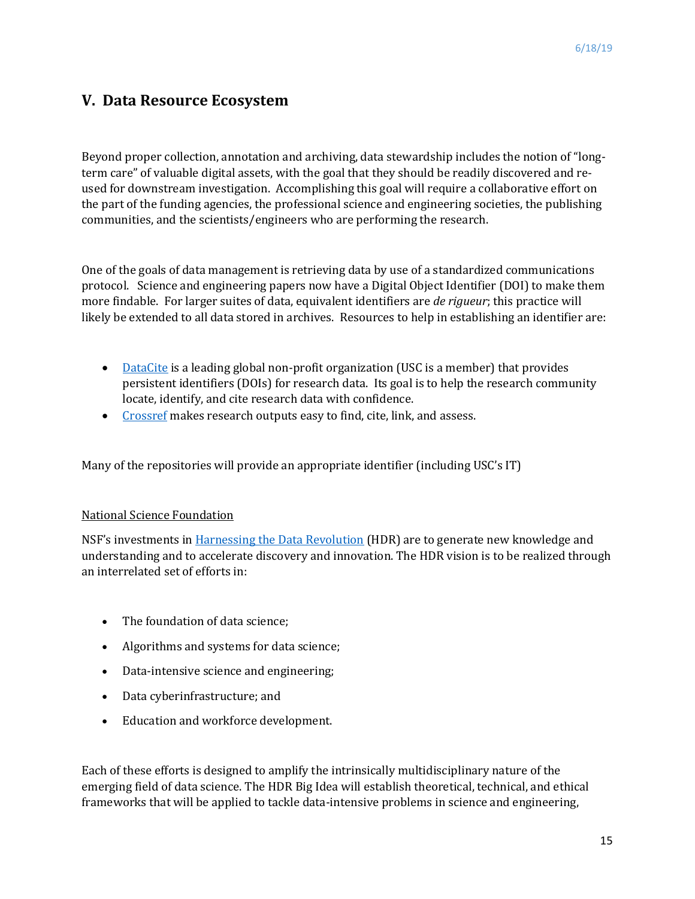## V. Data Resource Ecosystem

Beyond proper collection, annotation and archiving, data stewardship includes the notion of "long-term care" of valuable digital assets, with the goal that they should be readily discovered and re-used for downstream investigation. Accomplishing this goal will require a collaborative effort on the part of the funding agencies, the professional science and engineering societies, the publishing communities, and the scientists/engineers who are performing the research.

One of the goals of data management is retrieving data by use of a standardized communications protocol. Science and engineering papers now have a Digital Object Identifier (DOI) to make them more findable. For larger suites of data, equivalent identifiers are *de rigueur*; this practice will likely be extended to all data stored in archives. Resources to help in establishing an identifier are:

- DataCite is a leading global non-profit organization (USC is a member) that provides persistent identifiers (DOIs) for research data. Its goal is to help the research community locate, identify, and cite research data with confidence.
- Crossref makes research outputs easy to find, cite, link, and assess.

Many of the repositories will provide an appropriate identifier (including USC's IT)

National Science Foundation

NSF's investments in Harnessing the Data Revolution (HDR) are to generate new knowledge and understanding and to accelerate discovery and innovation. The HDR vision is to be realized through an interrelated set of efforts in:

- The foundation of data science;
- Algorithms and systems for data science;
- Data-intensive science and engineering;
- Data cyberinfrastructure; and
- Education and workforce development.

Each of these efforts is designed to amplify the intrinsically multidisciplinary nature of the emerging field of data science. The HDR Big Idea will establish theoretical, technical, and ethical frameworks that will be applied to tackle data-intensive problems in science and engineering,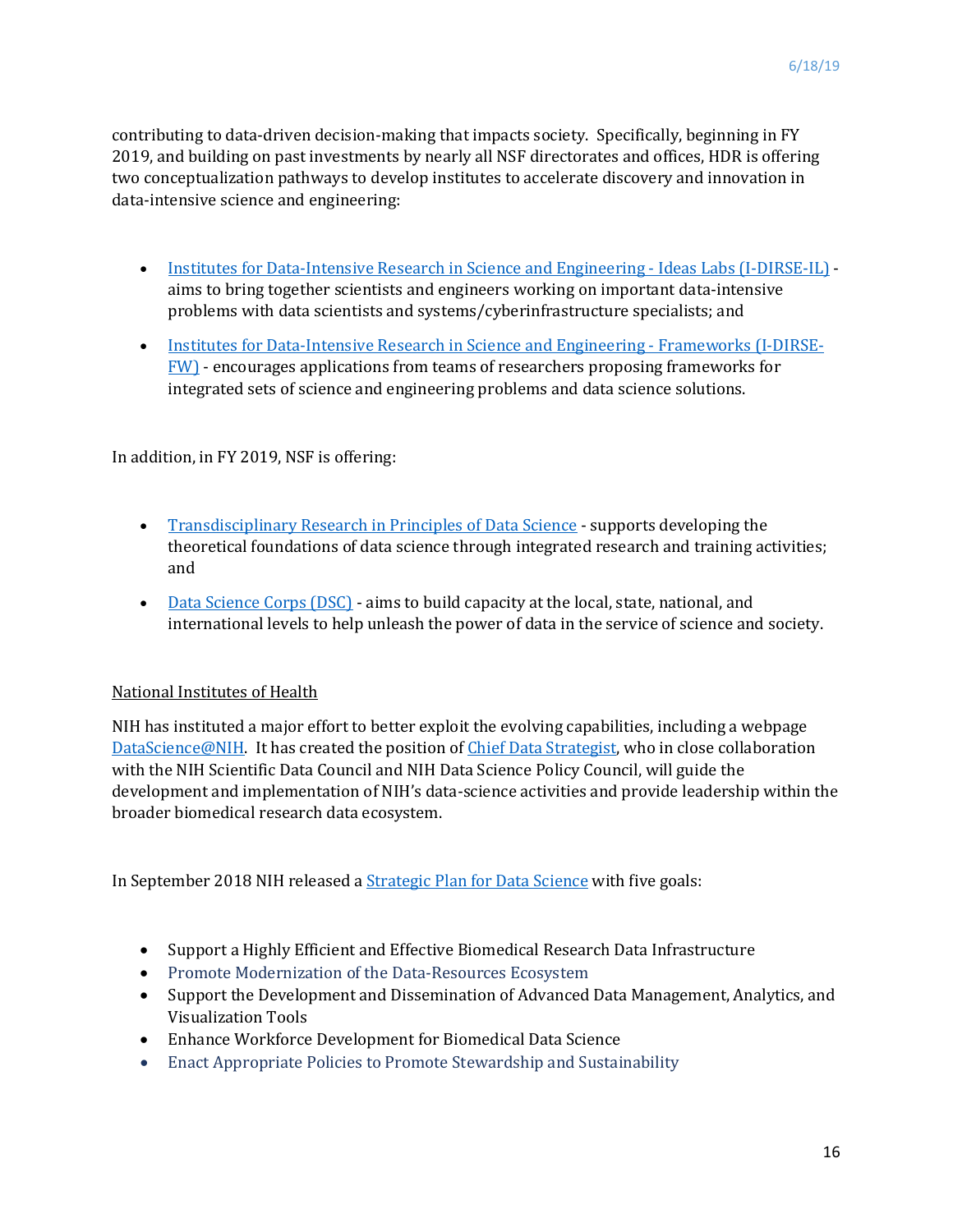contributing to data-driven decision-making that impacts society. Specifically, beginning in FY 2019, and building on past investments by nearly all NSF directorates and offices, HDR is offering two conceptualization pathways to develop institutes to accelerate discovery and innovation in data-intensive science and engineering:

- Institutes for Data-Intensive Research in Science and Engineering - Ideas Labs (I-DIRSE-IL) - aims to bring together scientists and engineers working on important data-intensive problems with data scientists and systems/cyberinfrastructure specialists; and
- Institutes for Data-Intensive Research in Science and Engineering - Frameworks (I-DIRSE-FW) - encourages applications from teams of researchers proposing frameworks for integrated sets of science and engineering problems and data science solutions.

In addition, in FY 2019, NSF is offering:

- Transdisciplinary Research in Principles of Data Science - supports developing the theoretical foundations of data science through integrated research and training activities; and
- Data Science Corps (DSC) - aims to build capacity at the local, state, national, and international levels to help unleash the power of data in the service of science and society.

National Institutes of Health

NIH has instituted a major effort to better exploit the evolving capabilities, including a webpage DataScience@NIH. It has created the position of Chief Data Strategist, who in close collaboration with the NIH Scientific Data Council and NIH Data Science Policy Council, will guide the development and implementation of NIH's data-science activities and provide leadership within the broader biomedical research data ecosystem.

In September 2018 NIH released a Strategic Plan for Data Science with five goals:

- Support a Highly Efficient and Effective Biomedical Research Data Infrastructure
- Promote Modernization of the Data-Resources Ecosystem
- Support the Development and Dissemination of Advanced Data Management, Analytics, and Visualization Tools
- Enhance Workforce Development for Biomedical Data Science
- Enact Appropriate Policies to Promote Stewardship and Sustainability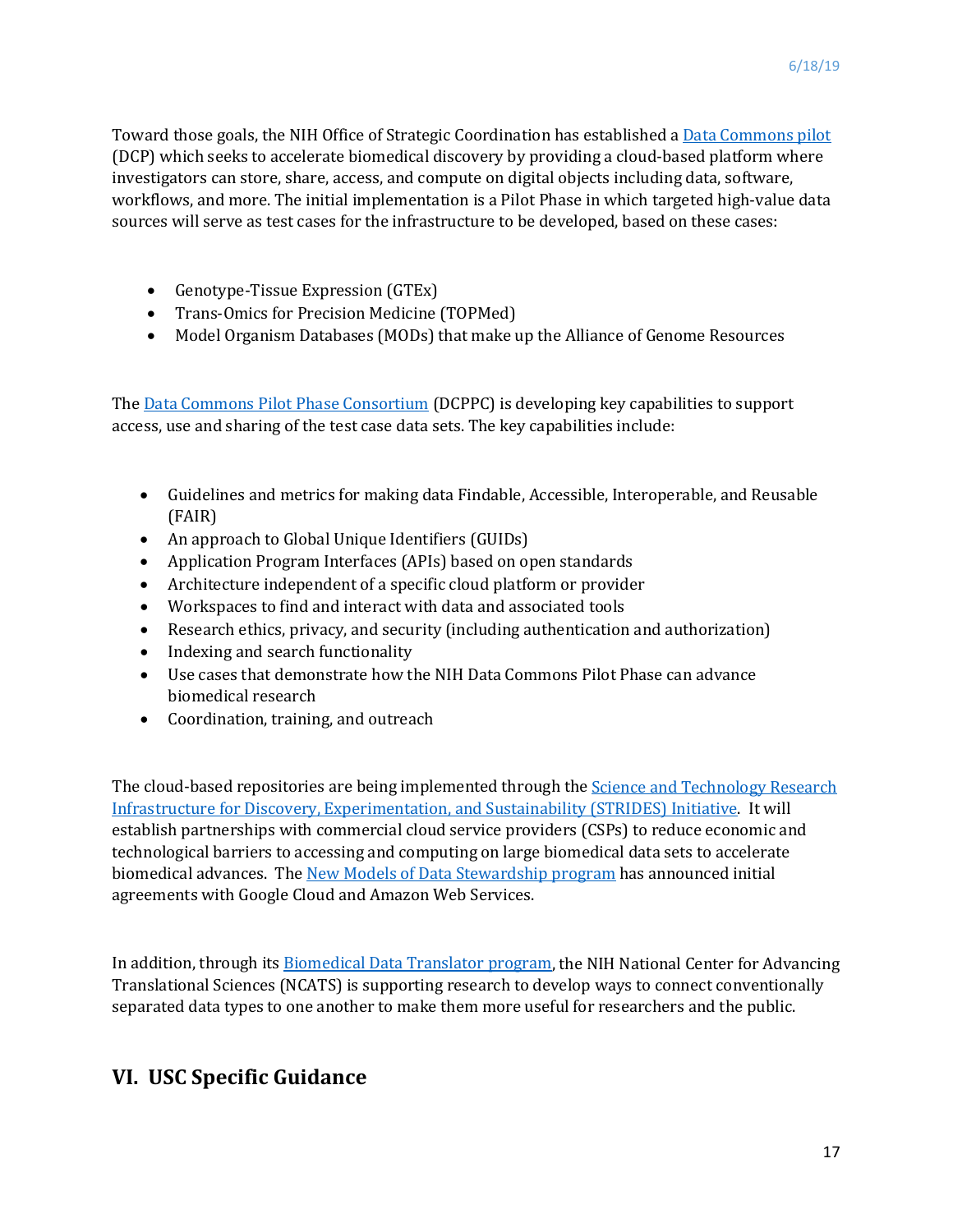Toward those goals, the NIH Office of Strategic Coordination has established a [Data Commons pilot](#) (DCP) which seeks to accelerate biomedical discovery by providing a cloud-based platform where investigators can store, share, access, and compute on digital objects including data, software, workflows, and more. The initial implementation is a Pilot Phase in which targeted high-value data sources will serve as test cases for the infrastructure to be developed, based on these cases:

- Genotype-Tissue Expression (GTEx)
- Trans-Omics for Precision Medicine (TOPMed)
- Model Organism Databases (MODs) that make up the Alliance of Genome Resources

The [Data Commons Pilot Phase Consortium](#) (DCPPC) is developing key capabilities to support access, use and sharing of the test case data sets. The key capabilities include:

- Guidelines and metrics for making data Findable, Accessible, Interoperable, and Reusable (FAIR)
- An approach to Global Unique Identifiers (GUIDs)
- Application Program Interfaces (APIs) based on open standards
- Architecture independent of a specific cloud platform or provider
- Workspaces to find and interact with data and associated tools
- Research ethics, privacy, and security (including authentication and authorization)
- Indexing and search functionality
- Use cases that demonstrate how the NIH Data Commons Pilot Phase can advance biomedical research
- Coordination, training, and outreach

The cloud-based repositories are being implemented through the [Science and Technology Research Infrastructure for Discovery, Experimentation, and Sustainability (STRIDES) Initiative](#). It will establish partnerships with commercial cloud service providers (CSPs) to reduce economic and technological barriers to accessing and computing on large biomedical data sets to accelerate biomedical advances. The [New Models of Data Stewardship program](#) has announced initial agreements with Google Cloud and Amazon Web Services.

In addition, through its [Biomedical Data Translator program](#), the NIH National Center for Advancing Translational Sciences (NCATS) is supporting research to develop ways to connect conventionally separated data types to one another to make them more useful for researchers and the public.

## VI. USC Specific Guidance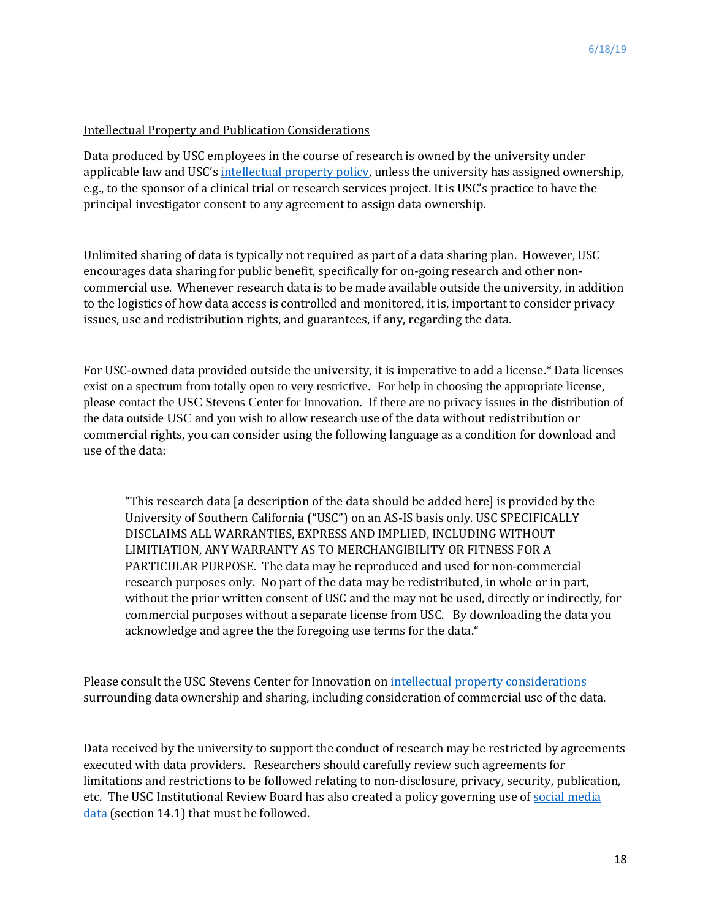Intellectual Property and Publication Considerations

Data produced by USC employees in the course of research is owned by the university under applicable law and USC's intellectual property policy, unless the university has assigned ownership, e.g., to the sponsor of a clinical trial or research services project. It is USC's practice to have the principal investigator consent to any agreement to assign data ownership.

Unlimited sharing of data is typically not required as part of a data sharing plan. However, USC encourages data sharing for public benefit, specifically for on-going research and other non-commercial use. Whenever research data is to be made available outside the university, in addition to the logistics of how data access is controlled and monitored, it is, important to consider privacy issues, use and redistribution rights, and guarantees, if any, regarding the data.

For USC-owned data provided outside the university, it is imperative to add a license.* Data licenses exist on a spectrum from totally open to very restrictive. For help in choosing the appropriate license, please contact the USC Stevens Center for Innovation. If there are no privacy issues in the distribution of the data outside USC and you wish to allow research use of the data without redistribution or commercial rights, you can consider using the following language as a condition for download and use of the data:

> "This research data [a description of the data should be added here] is provided by the University of Southern California ("USC") on an AS-IS basis only. USC SPECIFICALLY DISCLAIMS ALL WARRANTIES, EXPRESS AND IMPLIED, INCLUDING WITHOUT LIMITIATION, ANY WARRANTY AS TO MERCHANGIBILITY OR FITNESS FOR A PARTICULAR PURPOSE. The data may be reproduced and used for non-commercial research purposes only. No part of the data may be redistributed, in whole or in part, without the prior written consent of USC and the may not be used, directly or indirectly, for commercial purposes without a separate license from USC. By downloading the data you acknowledge and agree the the foregoing use terms for the data."

Please consult the USC Stevens Center for Innovation on intellectual property considerations surrounding data ownership and sharing, including consideration of commercial use of the data.

Data received by the university to support the conduct of research may be restricted by agreements executed with data providers. Researchers should carefully review such agreements for limitations and restrictions to be followed relating to non-disclosure, privacy, security, publication, etc. The USC Institutional Review Board has also created a policy governing use of social media data (section 14.1) that must be followed.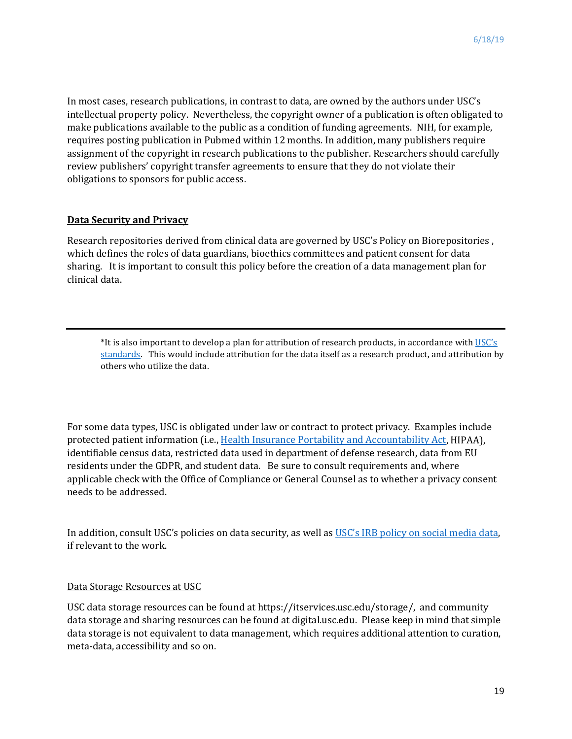In most cases, research publications, in contrast to data, are owned by the authors under USC's intellectual property policy. Nevertheless, the copyright owner of a publication is often obligated to make publications available to the public as a condition of funding agreements. NIH, for example, requires posting publication in Pubmed within 12 months. In addition, many publishers require assignment of the copyright in research publications to the publisher. Researchers should carefully review publishers' copyright transfer agreements to ensure that they do not violate their obligations to sponsors for public access.

**Data Security and Privacy**

Research repositories derived from clinical data are governed by USC's Policy on Biorepositories , which defines the roles of data guardians, bioethics committees and patient consent for data sharing. It is important to consult this policy before the creation of a data management plan for clinical data.

---

> *It is also important to develop a plan for attribution of research products, in accordance with [USC's standards](). This would include attribution for the data itself as a research product, and attribution by others who utilize the data.

For some data types, USC is obligated under law or contract to protect privacy. Examples include protected patient information (i.e., [Health Insurance Portability and Accountability Act](), HIPAA), identifiable census data, restricted data used in department of defense research, data from EU residents under the GDPR, and student data. Be sure to consult requirements and, where applicable check with the Office of Compliance or General Counsel as to whether a privacy consent needs to be addressed.

In addition, consult USC's policies on data security, as well as [USC's IRB policy on social media data](), if relevant to the work.

Data Storage Resources at USC

USC data storage resources can be found at https://itservices.usc.edu/storage/, and community data storage and sharing resources can be found at digital.usc.edu. Please keep in mind that simple data storage is not equivalent to data management, which requires additional attention to curation, meta-data, accessibility and so on.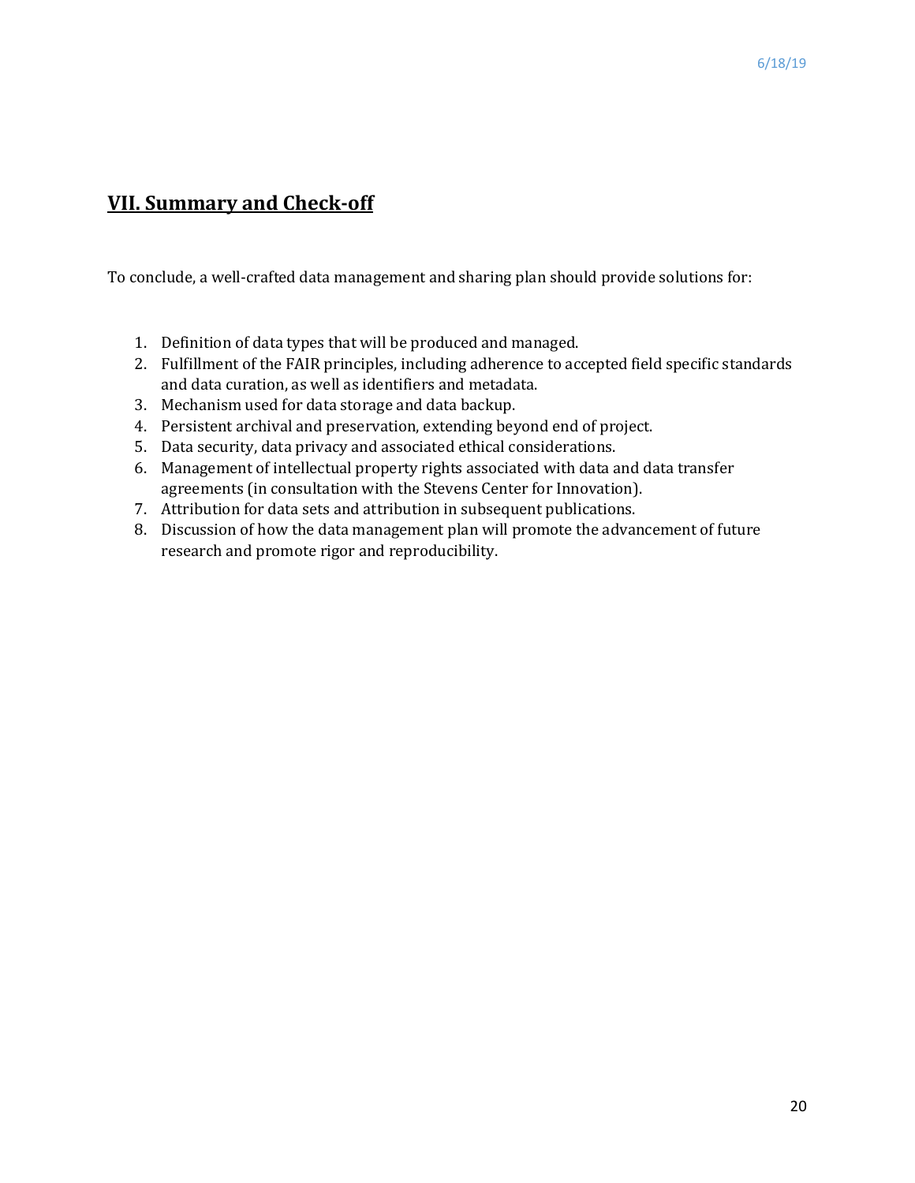## VII. Summary and Check-off

To conclude, a well-crafted data management and sharing plan should provide solutions for:

1. Definition of data types that will be produced and managed.
2. Fulfillment of the FAIR principles, including adherence to accepted field specific standards and data curation, as well as identifiers and metadata.
3. Mechanism used for data storage and data backup.
4. Persistent archival and preservation, extending beyond end of project.
5. Data security, data privacy and associated ethical considerations.
6. Management of intellectual property rights associated with data and data transfer agreements (in consultation with the Stevens Center for Innovation).
7. Attribution for data sets and attribution in subsequent publications.
8. Discussion of how the data management plan will promote the advancement of future research and promote rigor and reproducibility.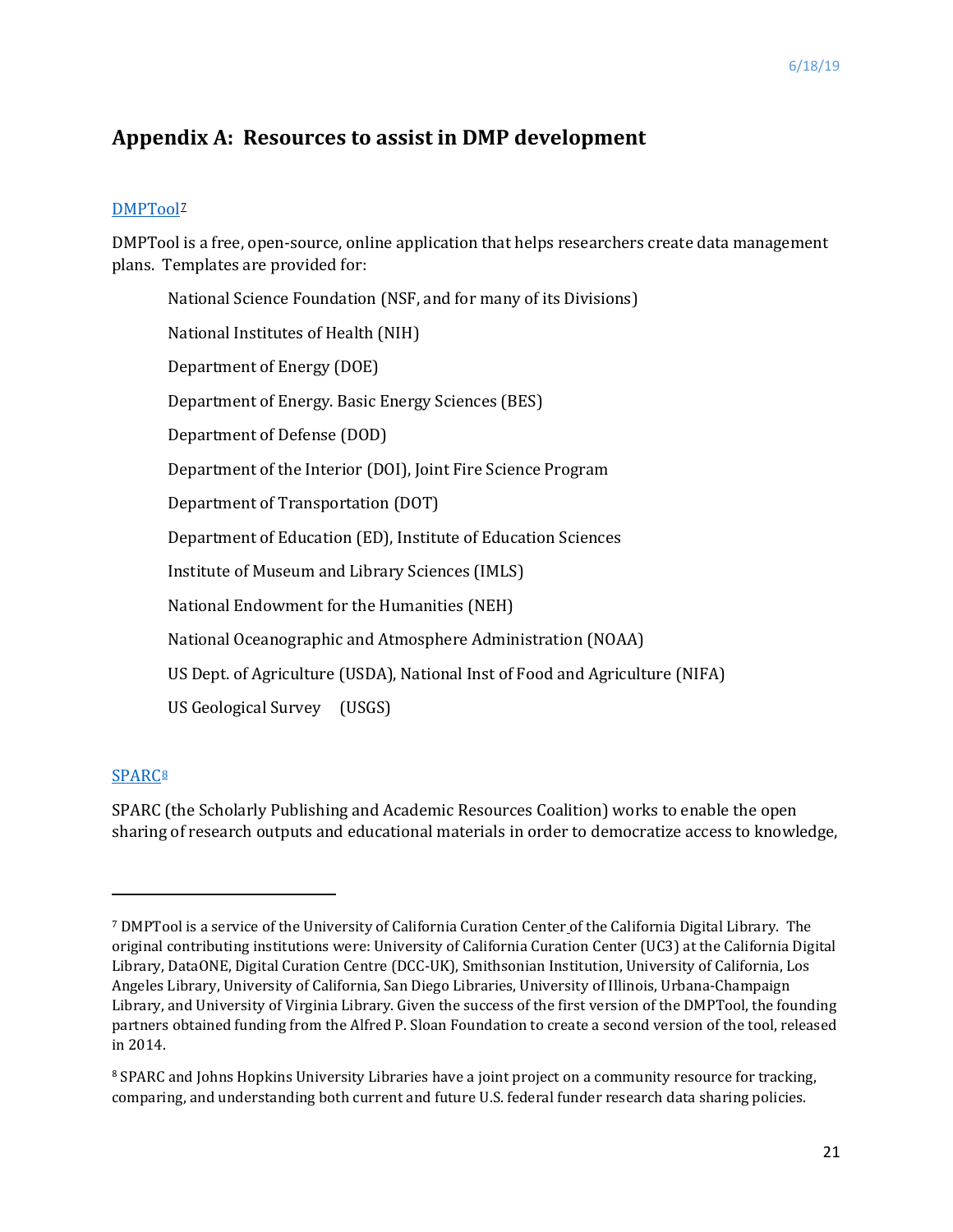## Appendix A: Resources to assist in DMP development

[DMPTool](#)[7]

DMPTool is a free, open-source, online application that helps researchers create data management plans. Templates are provided for:

- National Science Foundation (NSF, and for many of its Divisions)
- National Institutes of Health (NIH)
- Department of Energy (DOE)
- Department of Energy. Basic Energy Sciences (BES)
- Department of Defense (DOD)
- Department of the Interior (DOI), Joint Fire Science Program
- Department of Transportation (DOT)
- Department of Education (ED), Institute of Education Sciences
- Institute of Museum and Library Sciences (IMLS)
- National Endowment for the Humanities (NEH)
- National Oceanographic and Atmosphere Administration (NOAA)
- US Dept. of Agriculture (USDA), National Inst of Food and Agriculture (NIFA)
- US Geological Survey (USGS)

[SPARC](#)[8]

SPARC (the Scholarly Publishing and Academic Resources Coalition) works to enable the open sharing of research outputs and educational materials in order to democratize access to knowledge,

---

[7] DMPTool is a service of the University of California Curation Center of the California Digital Library. The original contributing institutions were: University of California Curation Center (UC3) at the California Digital Library, DataONE, Digital Curation Centre (DCC-UK), Smithsonian Institution, University of California, Los Angeles Library, University of California, San Diego Libraries, University of Illinois, Urbana-Champaign Library, and University of Virginia Library. Given the success of the first version of the DMPTool, the founding partners obtained funding from the Alfred P. Sloan Foundation to create a second version of the tool, released in 2014.

[8] SPARC and Johns Hopkins University Libraries have a joint project on a community resource for tracking, comparing, and understanding both current and future U.S. federal funder research data sharing policies.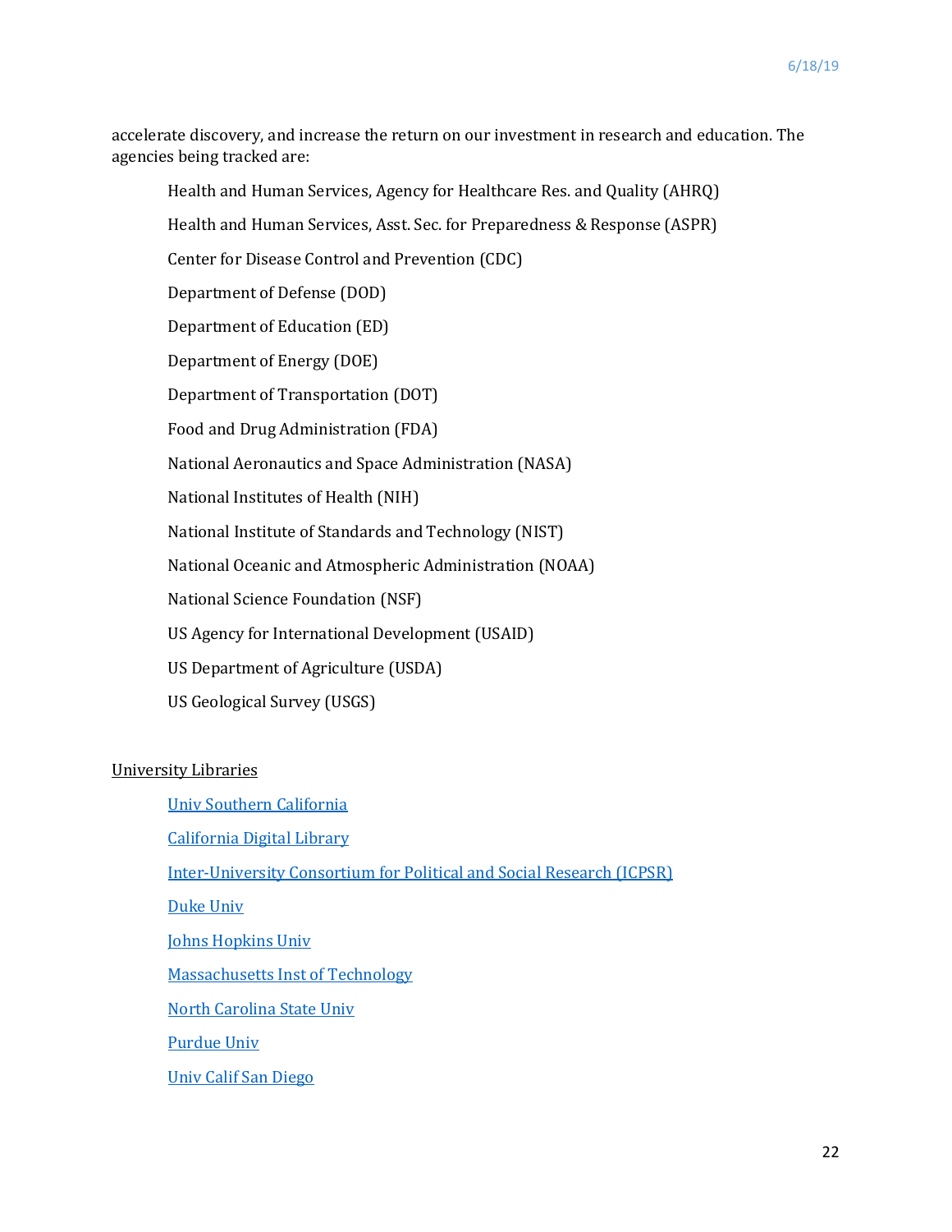accelerate discovery, and increase the return on our investment in research and education. The agencies being tracked are:

- Health and Human Services, Agency for Healthcare Res. and Quality (AHRQ)
- Health and Human Services, Asst. Sec. for Preparedness & Response (ASPR)
- Center for Disease Control and Prevention (CDC)
- Department of Defense (DOD)
- Department of Education (ED)
- Department of Energy (DOE)
- Department of Transportation (DOT)
- Food and Drug Administration (FDA)
- National Aeronautics and Space Administration (NASA)
- National Institutes of Health (NIH)
- National Institute of Standards and Technology (NIST)
- National Oceanic and Atmospheric Administration (NOAA)
- National Science Foundation (NSF)
- US Agency for International Development (USAID)
- US Department of Agriculture (USDA)
- US Geological Survey (USGS)

<u>University Libraries</u>

- Univ Southern California
- California Digital Library
- Inter-University Consortium for Political and Social Research (ICPSR)
- Duke Univ
- Johns Hopkins Univ
- Massachusetts Inst of Technology
- North Carolina State Univ
- Purdue Univ
- Univ Calif San Diego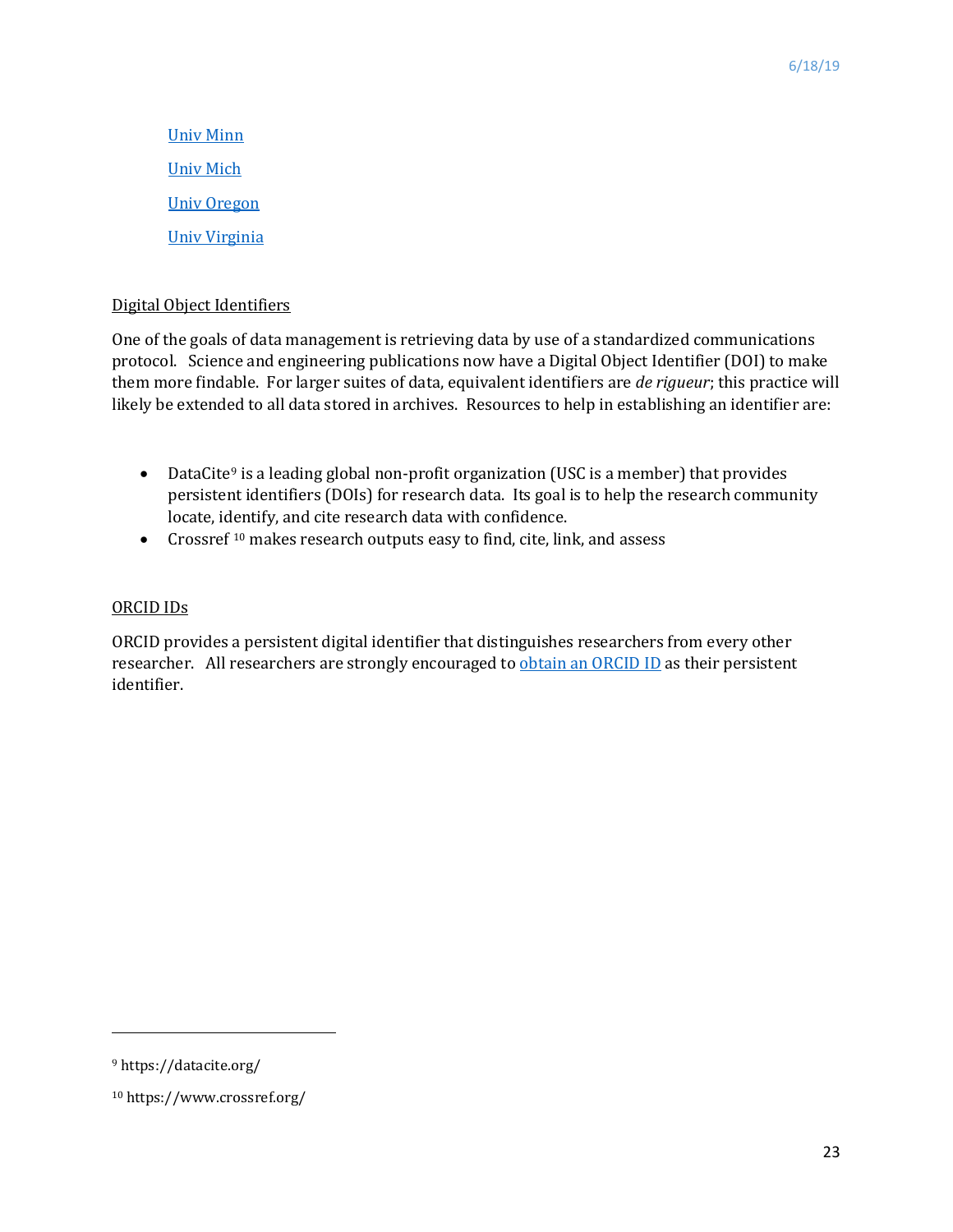[Univ Minn](#)

[Univ Mich](#)

[Univ Oregon](#)

[Univ Virginia](#)

## Digital Object Identifiers

One of the goals of data management is retrieving data by use of a standardized communications protocol. Science and engineering publications now have a Digital Object Identifier (DOI) to make them more findable. For larger suites of data, equivalent identifiers are *de rigueur*; this practice will likely be extended to all data stored in archives. Resources to help in establishing an identifier are:

- DataCite[9] is a leading global non-profit organization (USC is a member) that provides persistent identifiers (DOIs) for research data. Its goal is to help the research community locate, identify, and cite research data with confidence.
- Crossref [10] makes research outputs easy to find, cite, link, and assess

## ORCID IDs

ORCID provides a persistent digital identifier that distinguishes researchers from every other researcher. All researchers are strongly encouraged to [obtain an ORCID ID](#) as their persistent identifier.

---

[9] https://datacite.org/

[10] https://www.crossref.org/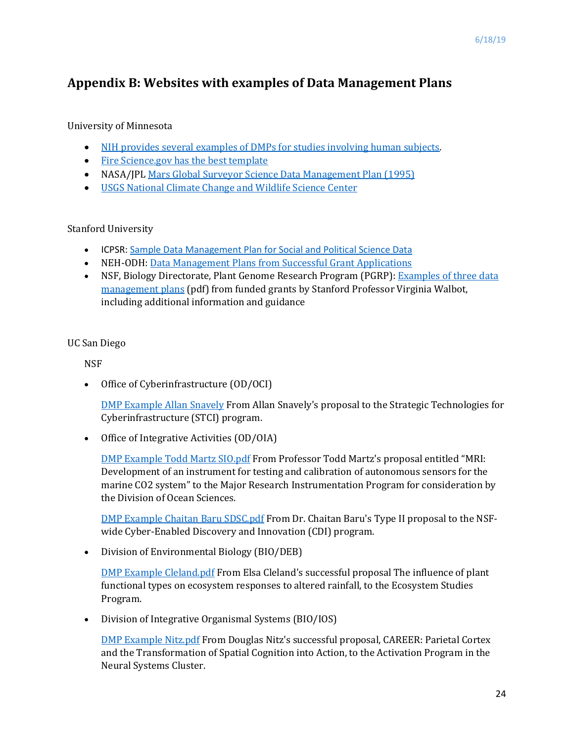## Appendix B: Websites with examples of Data Management Plans

University of Minnesota

- NIH provides several examples of DMPs for studies involving human subjects.
- Fire Science.gov has the best template
- NASA/JPL Mars Global Surveyor Science Data Management Plan (1995)
- USGS National Climate Change and Wildlife Science Center

Stanford University

- ICPSR: Sample Data Management Plan for Social and Political Science Data
- NEH-ODH: Data Management Plans from Successful Grant Applications
- NSF, Biology Directorate, Plant Genome Research Program (PGRP): Examples of three data management plans (pdf) from funded grants by Stanford Professor Virginia Walbot, including additional information and guidance

UC San Diego

NSF

- Office of Cyberinfrastructure (OD/OCI)

  DMP Example Allan Snavely From Allan Snavely's proposal to the Strategic Technologies for Cyberinfrastructure (STCI) program.

- Office of Integrative Activities (OD/OIA)

  DMP Example Todd Martz SIO.pdf From Professor Todd Martz's proposal entitled "MRI: Development of an instrument for testing and calibration of autonomous sensors for the marine CO2 system" to the Major Research Instrumentation Program for consideration by the Division of Ocean Sciences.

  DMP Example Chaitan Baru SDSC.pdf From Dr. Chaitan Baru's Type II proposal to the NSF-wide Cyber-Enabled Discovery and Innovation (CDI) program.

- Division of Environmental Biology (BIO/DEB)

  DMP Example Cleland.pdf From Elsa Cleland's successful proposal The influence of plant functional types on ecosystem responses to altered rainfall, to the Ecosystem Studies Program.

- Division of Integrative Organismal Systems (BIO/IOS)

  DMP Example Nitz.pdf From Douglas Nitz's successful proposal, CAREER: Parietal Cortex and the Transformation of Spatial Cognition into Action, to the Activation Program in the Neural Systems Cluster.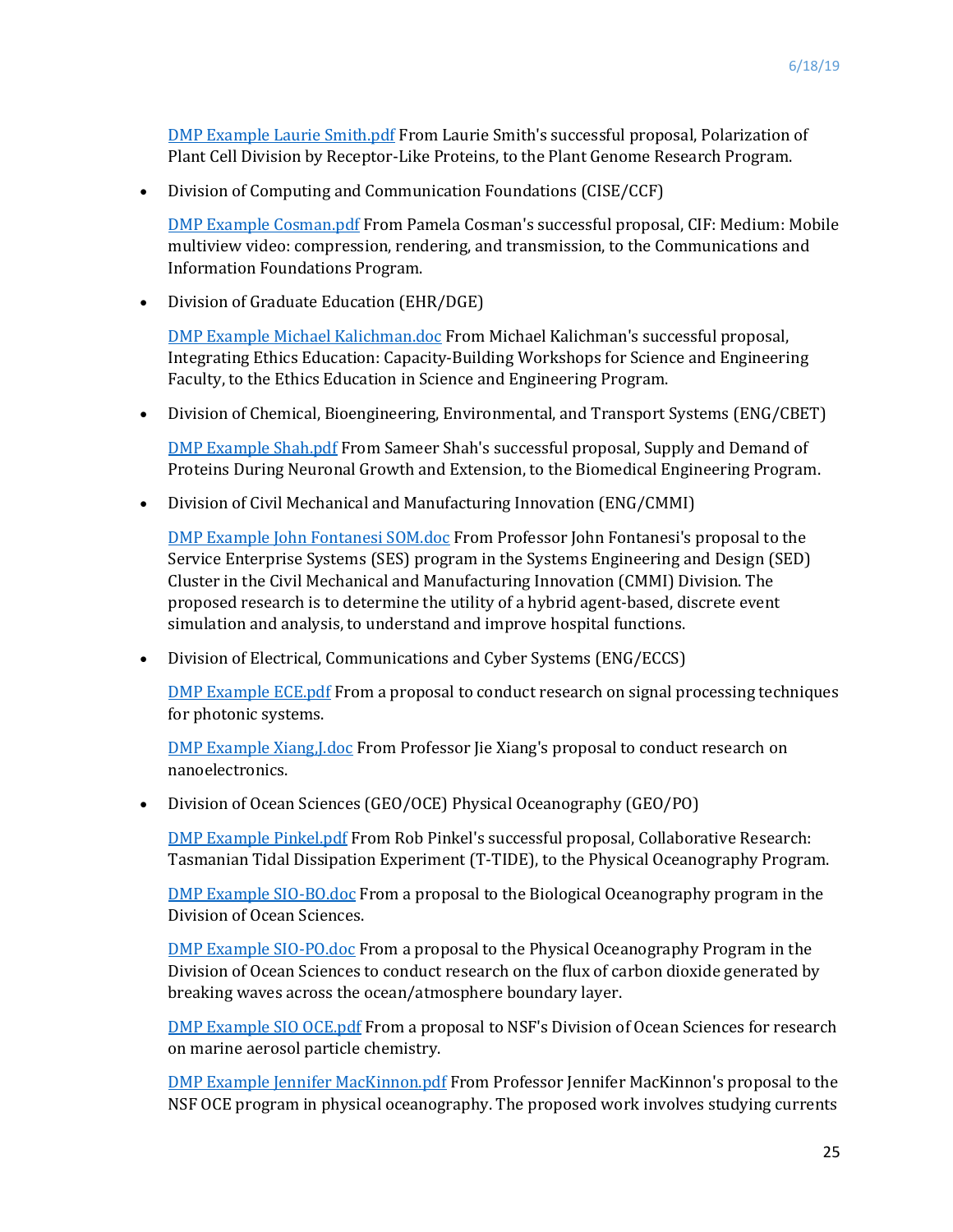DMP Example Laurie Smith.pdf From Laurie Smith's successful proposal, Polarization of Plant Cell Division by Receptor-Like Proteins, to the Plant Genome Research Program.

- Division of Computing and Communication Foundations (CISE/CCF)

  DMP Example Cosman.pdf From Pamela Cosman's successful proposal, CIF: Medium: Mobile multiview video: compression, rendering, and transmission, to the Communications and Information Foundations Program.

- Division of Graduate Education (EHR/DGE)

  DMP Example Michael Kalichman.doc From Michael Kalichman's successful proposal, Integrating Ethics Education: Capacity-Building Workshops for Science and Engineering Faculty, to the Ethics Education in Science and Engineering Program.

- Division of Chemical, Bioengineering, Environmental, and Transport Systems (ENG/CBET)

  DMP Example Shah.pdf From Sameer Shah's successful proposal, Supply and Demand of Proteins During Neuronal Growth and Extension, to the Biomedical Engineering Program.

- Division of Civil Mechanical and Manufacturing Innovation (ENG/CMMI)

  DMP Example John Fontanesi SOM.doc From Professor John Fontanesi's proposal to the Service Enterprise Systems (SES) program in the Systems Engineering and Design (SED) Cluster in the Civil Mechanical and Manufacturing Innovation (CMMI) Division. The proposed research is to determine the utility of a hybrid agent-based, discrete event simulation and analysis, to understand and improve hospital functions.

- Division of Electrical, Communications and Cyber Systems (ENG/ECCS)

  DMP Example ECE.pdf From a proposal to conduct research on signal processing techniques for photonic systems.

  DMP Example Xiang,J.doc From Professor Jie Xiang's proposal to conduct research on nanoelectronics.

- Division of Ocean Sciences (GEO/OCE) Physical Oceanography (GEO/PO)

  DMP Example Pinkel.pdf From Rob Pinkel's successful proposal, Collaborative Research: Tasmanian Tidal Dissipation Experiment (T-TIDE), to the Physical Oceanography Program.

  DMP Example SIO-BO.doc From a proposal to the Biological Oceanography program in the Division of Ocean Sciences.

  DMP Example SIO-PO.doc From a proposal to the Physical Oceanography Program in the Division of Ocean Sciences to conduct research on the flux of carbon dioxide generated by breaking waves across the ocean/atmosphere boundary layer.

  DMP Example SIO OCE.pdf From a proposal to NSF's Division of Ocean Sciences for research on marine aerosol particle chemistry.

  DMP Example Jennifer MacKinnon.pdf From Professor Jennifer MacKinnon's proposal to the NSF OCE program in physical oceanography. The proposed work involves studying currents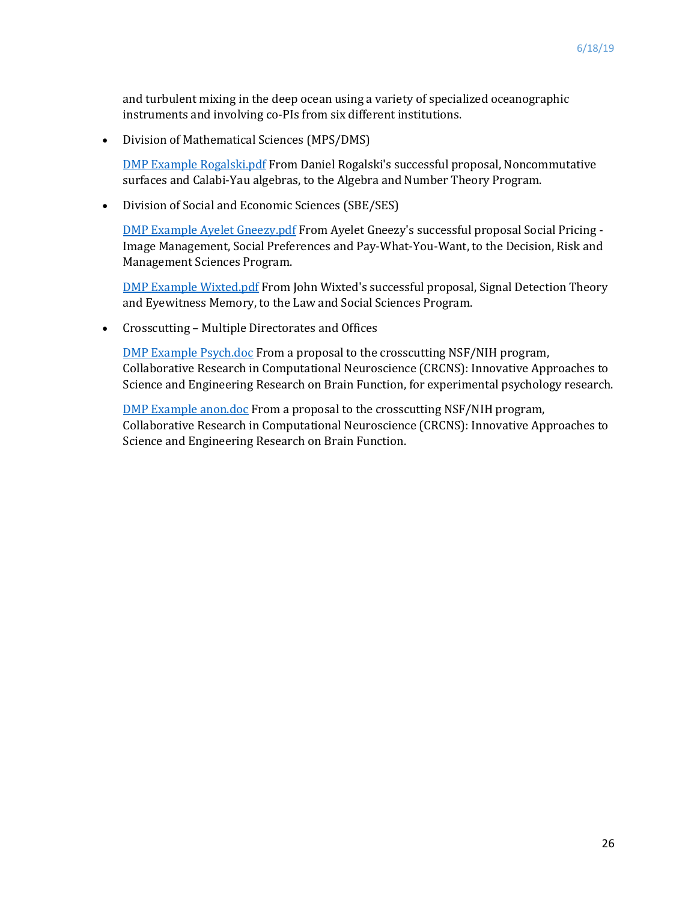and turbulent mixing in the deep ocean using a variety of specialized oceanographic instruments and involving co-PIs from six different institutions.

- Division of Mathematical Sciences (MPS/DMS)

  DMP Example Rogalski.pdf From Daniel Rogalski's successful proposal, Noncommutative surfaces and Calabi-Yau algebras, to the Algebra and Number Theory Program.

- Division of Social and Economic Sciences (SBE/SES)

  DMP Example Ayelet Gneezy.pdf From Ayelet Gneezy's successful proposal Social Pricing - Image Management, Social Preferences and Pay-What-You-Want, to the Decision, Risk and Management Sciences Program.

  DMP Example Wixted.pdf From John Wixted's successful proposal, Signal Detection Theory and Eyewitness Memory, to the Law and Social Sciences Program.

- Crosscutting – Multiple Directorates and Offices

  DMP Example Psych.doc From a proposal to the crosscutting NSF/NIH program, Collaborative Research in Computational Neuroscience (CRCNS): Innovative Approaches to Science and Engineering Research on Brain Function, for experimental psychology research.

  DMP Example anon.doc From a proposal to the crosscutting NSF/NIH program, Collaborative Research in Computational Neuroscience (CRCNS): Innovative Approaches to Science and Engineering Research on Brain Function.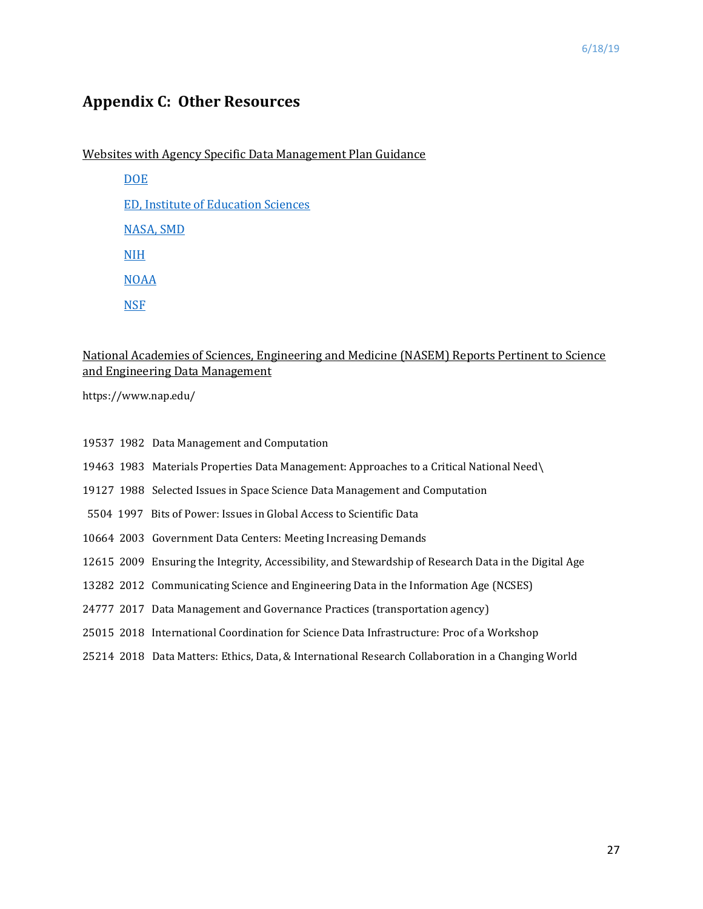## Appendix C: Other Resources

Websites with Agency Specific Data Management Plan Guidance

- DOE
- ED, Institute of Education Sciences
- NASA, SMD
- NIH
- NOAA
- NSF

National Academies of Sciences, Engineering and Medicine (NASEM) Reports Pertinent to Science and Engineering Data Management

https://www.nap.edu/

19537 1982 Data Management and Computation

19463 1983 Materials Properties Data Management: Approaches to a Critical National Need\

19127 1988 Selected Issues in Space Science Data Management and Computation

5504 1997 Bits of Power: Issues in Global Access to Scientific Data

10664 2003 Government Data Centers: Meeting Increasing Demands

12615 2009 Ensuring the Integrity, Accessibility, and Stewardship of Research Data in the Digital Age

13282 2012 Communicating Science and Engineering Data in the Information Age (NCSES)

24777 2017 Data Management and Governance Practices (transportation agency)

25015 2018 International Coordination for Science Data Infrastructure: Proc of a Workshop

25214 2018 Data Matters: Ethics, Data, & International Research Collaboration in a Changing World